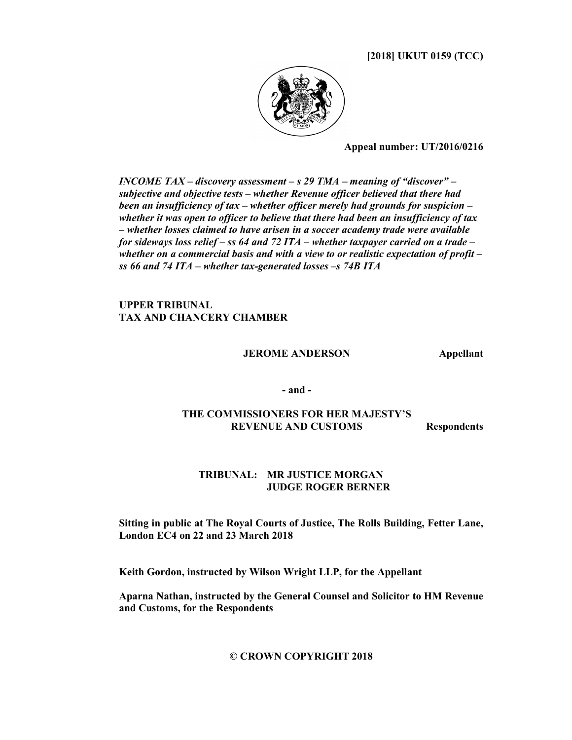**[2018] UKUT 0159 (TCC)**

**Appeal number: UT/2016/0216**

***INCOME TAX – discovery assessment – s 29 TMA – meaning of "discover" – subjective and objective tests – whether Revenue officer believed that there had been an insufficiency of tax – whether officer merely had grounds for suspicion – whether it was open to officer to believe that there had been an insufficiency of tax – whether losses claimed to have arisen in a soccer academy trade were available for sideways loss relief – ss 64 and 72 ITA – whether taxpayer carried on a trade – whether on a commercial basis and with a view to or realistic expectation of profit – ss 66 and 74 ITA – whether tax-generated losses –s 74B ITA***

**UPPER TRIBUNAL**
**TAX AND CHANCERY CHAMBER**

**JEROME ANDERSON** **Appellant**

**- and -**

**THE COMMISSIONERS FOR HER MAJESTY'S REVENUE AND CUSTOMS** **Respondents**

**TRIBUNAL: MR JUSTICE MORGAN**
**JUDGE ROGER BERNER**

**Sitting in public at The Royal Courts of Justice, The Rolls Building, Fetter Lane, London EC4 on 22 and 23 March 2018**

**Keith Gordon, instructed by Wilson Wright LLP, for the Appellant**

**Aparna Nathan, instructed by the General Counsel and Solicitor to HM Revenue and Customs, for the Respondents**

**© CROWN COPYRIGHT 2018**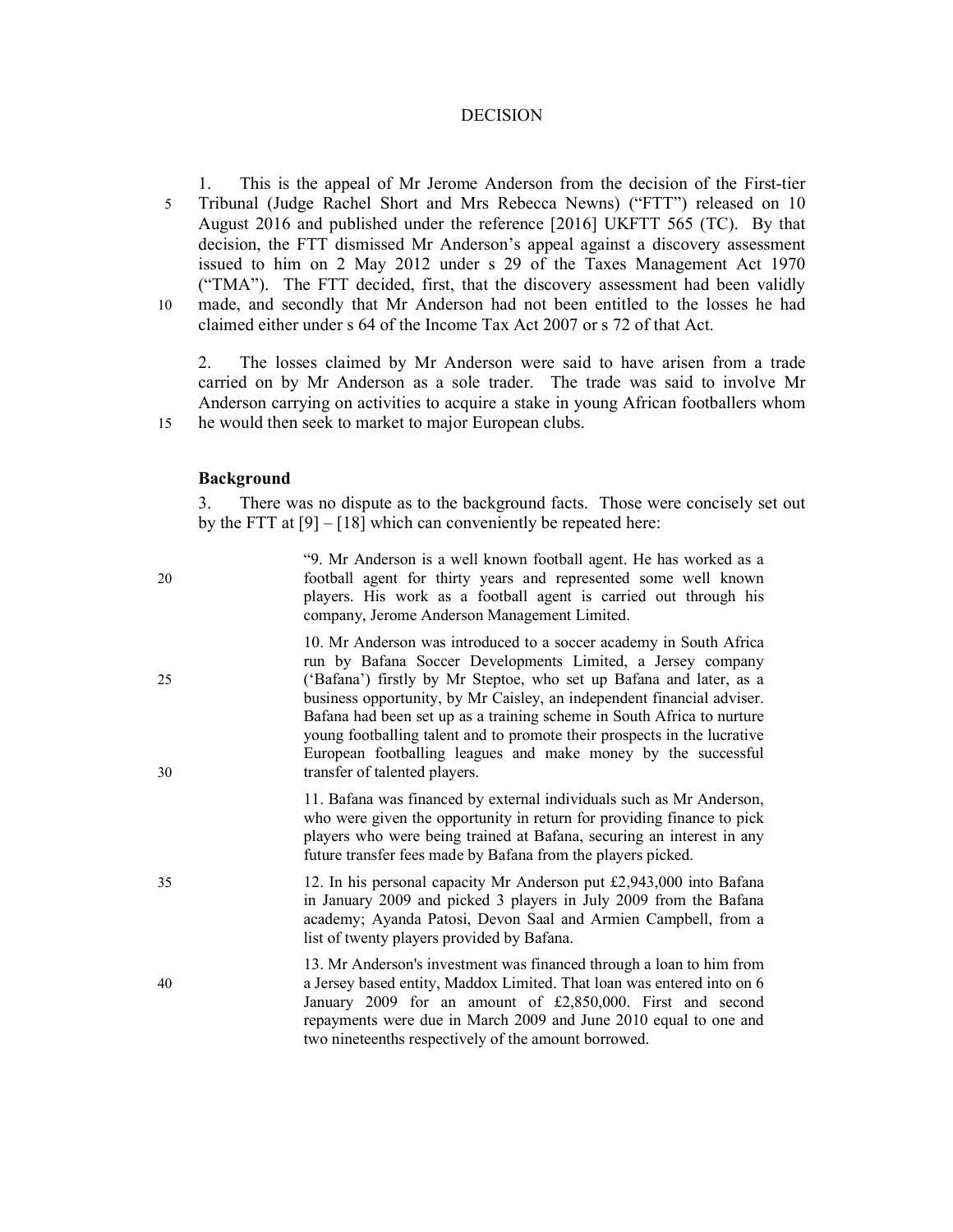DECISION

1. This is the appeal of Mr Jerome Anderson from the decision of the First-tier Tribunal (Judge Rachel Short and Mrs Rebecca Newns) ("FTT") released on 10 August 2016 and published under the reference [2016] UKFTT 565 (TC). By that decision, the FTT dismissed Mr Anderson's appeal against a discovery assessment issued to him on 2 May 2012 under s 29 of the Taxes Management Act 1970 ("TMA"). The FTT decided, first, that the discovery assessment had been validly made, and secondly that Mr Anderson had not been entitled to the losses he had claimed either under s 64 of the Income Tax Act 2007 or s 72 of that Act.

2. The losses claimed by Mr Anderson were said to have arisen from a trade carried on by Mr Anderson as a sole trader. The trade was said to involve Mr Anderson carrying on activities to acquire a stake in young African footballers whom he would then seek to market to major European clubs.

**Background**

3. There was no dispute as to the background facts. Those were concisely set out by the FTT at [9] – [18] which can conveniently be repeated here:

> "9. Mr Anderson is a well known football agent. He has worked as a football agent for thirty years and represented some well known players. His work as a football agent is carried out through his company, Jerome Anderson Management Limited.
>
> 10. Mr Anderson was introduced to a soccer academy in South Africa run by Bafana Soccer Developments Limited, a Jersey company ('Bafana') firstly by Mr Steptoe, who set up Bafana and later, as a business opportunity, by Mr Caisley, an independent financial adviser. Bafana had been set up as a training scheme in South Africa to nurture young footballing talent and to promote their prospects in the lucrative European footballing leagues and make money by the successful transfer of talented players.
>
> 11. Bafana was financed by external individuals such as Mr Anderson, who were given the opportunity in return for providing finance to pick players who were being trained at Bafana, securing an interest in any future transfer fees made by Bafana from the players picked.
>
> 12. In his personal capacity Mr Anderson put £2,943,000 into Bafana in January 2009 and picked 3 players in July 2009 from the Bafana academy; Ayanda Patosi, Devon Saal and Armien Campbell, from a list of twenty players provided by Bafana.
>
> 13. Mr Anderson's investment was financed through a loan to him from a Jersey based entity, Maddox Limited. That loan was entered into on 6 January 2009 for an amount of £2,850,000. First and second repayments were due in March 2009 and June 2010 equal to one and two nineteenths respectively of the amount borrowed.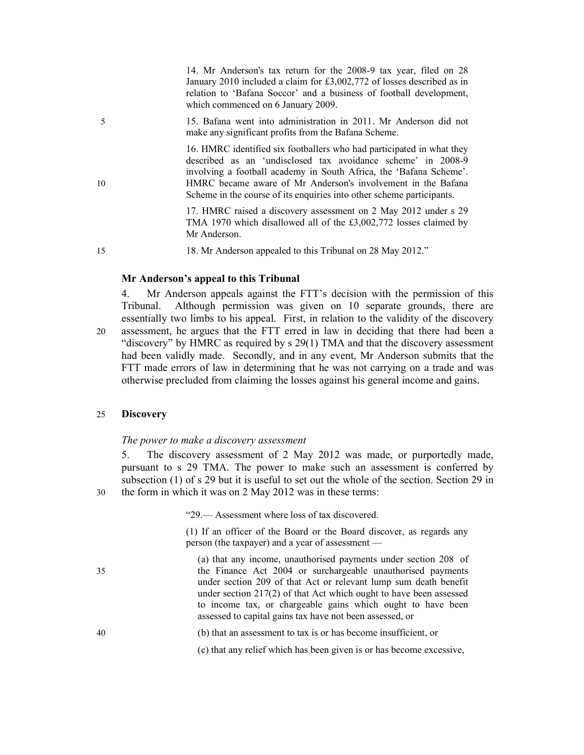> 14. Mr Anderson's tax return for the 2008-9 tax year, filed on 28 January 2010 included a claim for £3,002,772 of losses described as in relation to 'Bafana Soccor' and a business of football development, which commenced on 6 January 2009.
>
> 15. Bafana went into administration in 2011. Mr Anderson did not make any significant profits from the Bafana Scheme.
>
> 16. HMRC identified six footballers who had participated in what they described as an 'undisclosed tax avoidance scheme' in 2008-9 involving a football academy in South Africa, the 'Bafana Scheme'. HMRC became aware of Mr Anderson's involvement in the Bafana Scheme in the course of its enquiries into other scheme participants.
>
> 17. HMRC raised a discovery assessment on 2 May 2012 under s 29 TMA 1970 which disallowed all of the £3,002,772 losses claimed by Mr Anderson.
>
> 18. Mr Anderson appealed to this Tribunal on 28 May 2012."

**Mr Anderson's appeal to this Tribunal**

4. Mr Anderson appeals against the FTT's decision with the permission of this Tribunal. Although permission was given on 10 separate grounds, there are essentially two limbs to his appeal. First, in relation to the validity of the discovery assessment, he argues that the FTT erred in law in deciding that there had been a "discovery" by HMRC as required by s 29(1) TMA and that the discovery assessment had been validly made. Secondly, and in any event, Mr Anderson submits that the FTT made errors of law in determining that he was not carrying on a trade and was otherwise precluded from claiming the losses against his general income and gains.

**Discovery**

*The power to make a discovery assessment*

5. The discovery assessment of 2 May 2012 was made, or purportedly made, pursuant to s 29 TMA. The power to make such an assessment is conferred by subsection (1) of s 29 but it is useful to set out the whole of the section. Section 29 in the form in which it was on 2 May 2012 was in these terms:

> "29.— Assessment where loss of tax discovered.
>
> (1) If an officer of the Board or the Board discover, as regards any person (the taxpayer) and a year of assessment —
>
> (a) that any income, unauthorised payments under section 208 of the Finance Act 2004 or surchargeable unauthorised payments under section 209 of that Act or relevant lump sum death benefit under section 217(2) of that Act which ought to have been assessed to income tax, or chargeable gains which ought to have been assessed to capital gains tax have not been assessed, or
>
> (b) that an assessment to tax is or has become insufficient, or
>
> (c) that any relief which has been given is or has become excessive,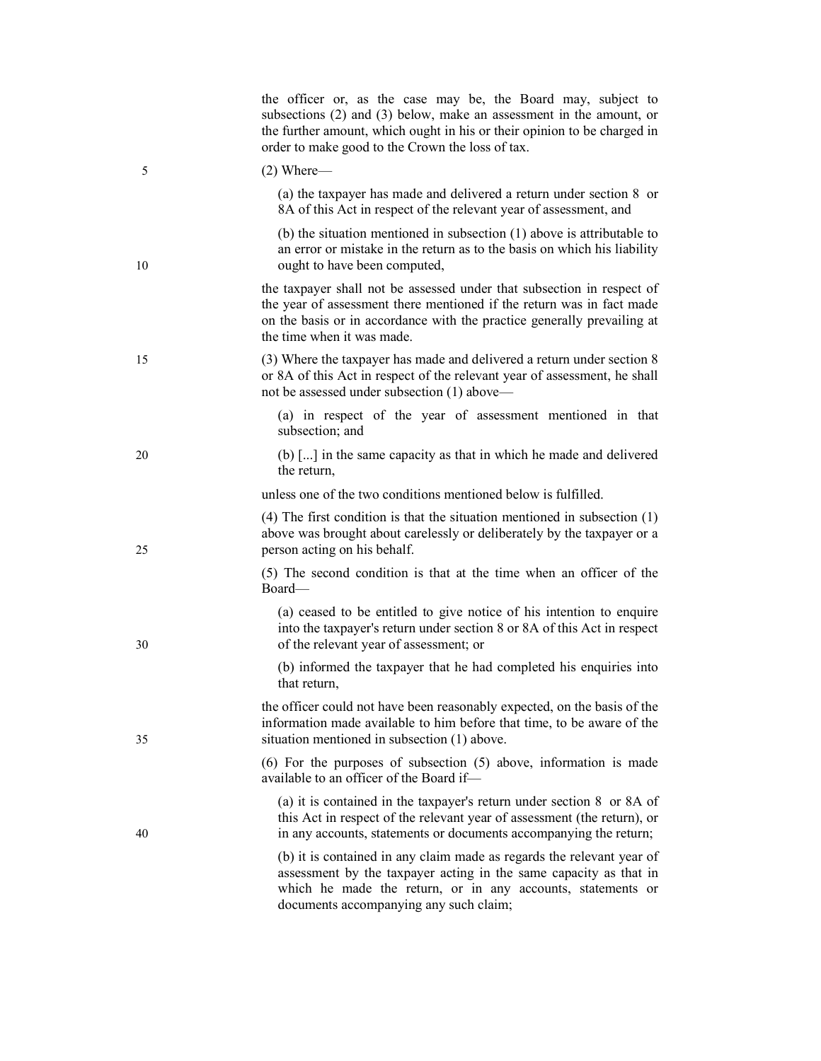the officer or, as the case may be, the Board may, subject to subsections (2) and (3) below, make an assessment in the amount, or the further amount, which ought in his or their opinion to be charged in order to make good to the Crown the loss of tax.

(2) Where—

(a) the taxpayer has made and delivered a return under section 8 or 8A of this Act in respect of the relevant year of assessment, and

(b) the situation mentioned in subsection (1) above is attributable to an error or mistake in the return as to the basis on which his liability ought to have been computed,

the taxpayer shall not be assessed under that subsection in respect of the year of assessment there mentioned if the return was in fact made on the basis or in accordance with the practice generally prevailing at the time when it was made.

(3) Where the taxpayer has made and delivered a return under section 8 or 8A of this Act in respect of the relevant year of assessment, he shall not be assessed under subsection (1) above—

(a) in respect of the year of assessment mentioned in that subsection; and

(b) [...] in the same capacity as that in which he made and delivered the return,

unless one of the two conditions mentioned below is fulfilled.

(4) The first condition is that the situation mentioned in subsection (1) above was brought about carelessly or deliberately by the taxpayer or a person acting on his behalf.

(5) The second condition is that at the time when an officer of the Board—

(a) ceased to be entitled to give notice of his intention to enquire into the taxpayer's return under section 8 or 8A of this Act in respect of the relevant year of assessment; or

(b) informed the taxpayer that he had completed his enquiries into that return,

the officer could not have been reasonably expected, on the basis of the information made available to him before that time, to be aware of the situation mentioned in subsection (1) above.

(6) For the purposes of subsection (5) above, information is made available to an officer of the Board if—

(a) it is contained in the taxpayer's return under section 8 or 8A of this Act in respect of the relevant year of assessment (the return), or in any accounts, statements or documents accompanying the return;

(b) it is contained in any claim made as regards the relevant year of assessment by the taxpayer acting in the same capacity as that in which he made the return, or in any accounts, statements or documents accompanying any such claim;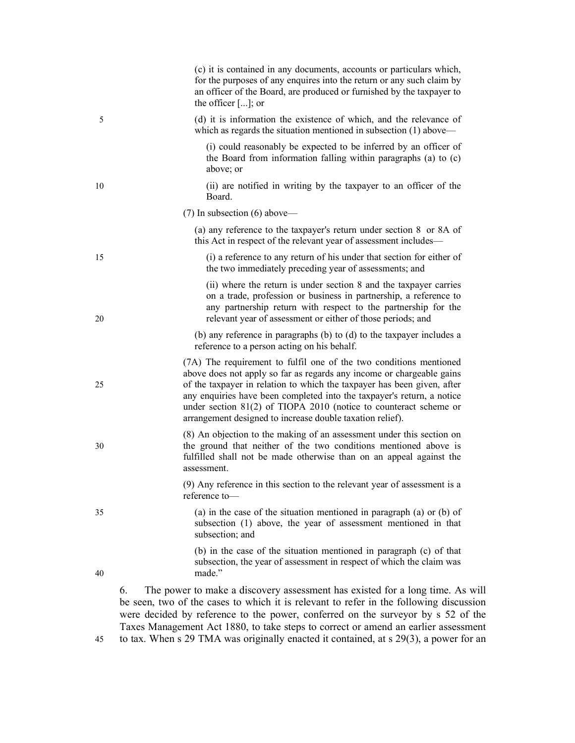(c) it is contained in any documents, accounts or particulars which, for the purposes of any enquires into the return or any such claim by an officer of the Board, are produced or furnished by the taxpayer to the officer [...]; or

(d) it is information the existence of which, and the relevance of which as regards the situation mentioned in subsection (1) above—

(i) could reasonably be expected to be inferred by an officer of the Board from information falling within paragraphs (a) to (c) above; or

(ii) are notified in writing by the taxpayer to an officer of the Board.

(7) In subsection (6) above—

(a) any reference to the taxpayer's return under section 8 or 8A of this Act in respect of the relevant year of assessment includes—

(i) a reference to any return of his under that section for either of the two immediately preceding year of assessments; and

(ii) where the return is under section 8 and the taxpayer carries on a trade, profession or business in partnership, a reference to any partnership return with respect to the partnership for the relevant year of assessment or either of those periods; and

(b) any reference in paragraphs (b) to (d) to the taxpayer includes a reference to a person acting on his behalf.

(7A) The requirement to fulfil one of the two conditions mentioned above does not apply so far as regards any income or chargeable gains of the taxpayer in relation to which the taxpayer has been given, after any enquiries have been completed into the taxpayer's return, a notice under section 81(2) of TIOPA 2010 (notice to counteract scheme or arrangement designed to increase double taxation relief).

(8) An objection to the making of an assessment under this section on the ground that neither of the two conditions mentioned above is fulfilled shall not be made otherwise than on an appeal against the assessment.

(9) Any reference in this section to the relevant year of assessment is a reference to—

(a) in the case of the situation mentioned in paragraph (a) or (b) of subsection (1) above, the year of assessment mentioned in that subsection; and

(b) in the case of the situation mentioned in paragraph (c) of that subsection, the year of assessment in respect of which the claim was made."

6. The power to make a discovery assessment has existed for a long time. As will be seen, two of the cases to which it is relevant to refer in the following discussion were decided by reference to the power, conferred on the surveyor by s 52 of the Taxes Management Act 1880, to take steps to correct or amend an earlier assessment to tax. When s 29 TMA was originally enacted it contained, at s 29(3), a power for an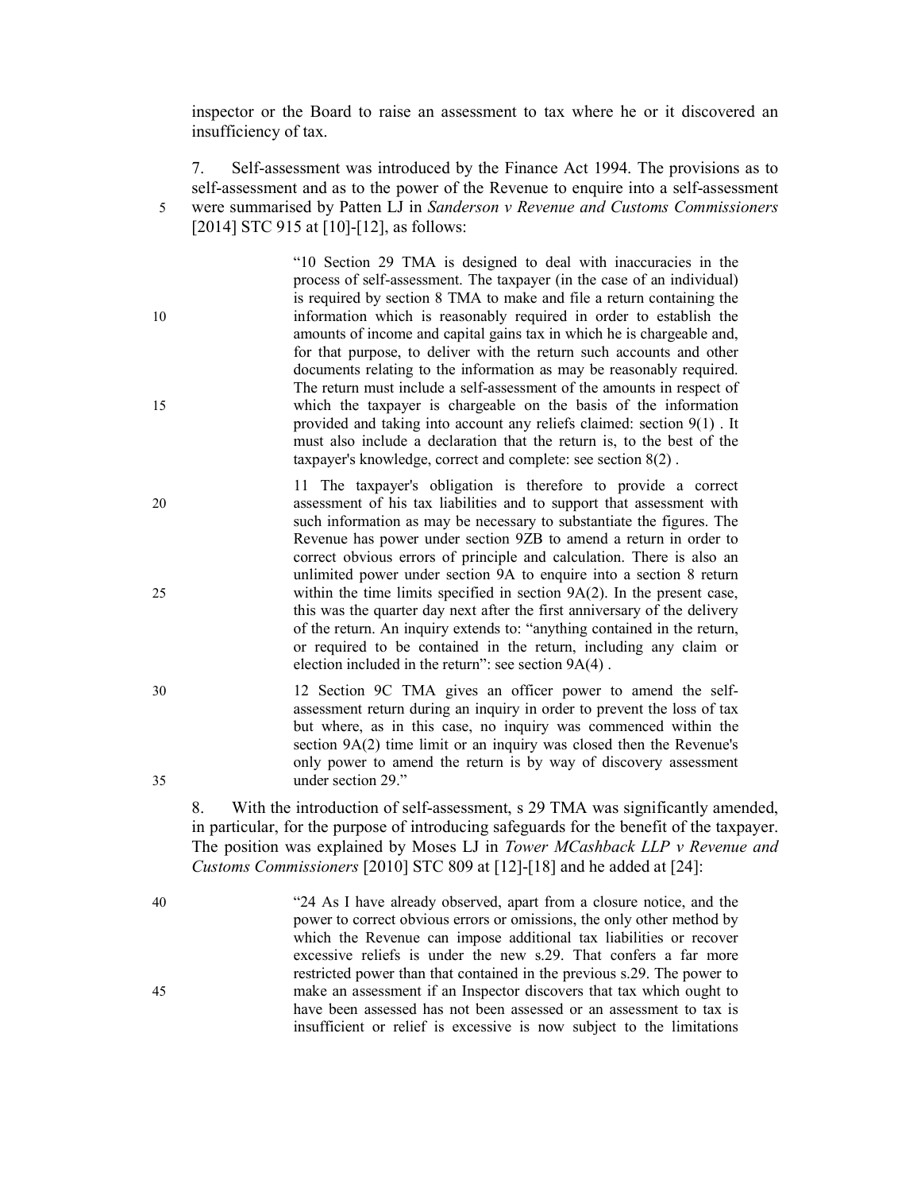inspector or the Board to raise an assessment to tax where he or it discovered an insufficiency of tax.

7. Self-assessment was introduced by the Finance Act 1994. The provisions as to self-assessment and as to the power of the Revenue to enquire into a self-assessment were summarised by Patten LJ in *Sanderson v Revenue and Customs Commissioners* [2014] STC 915 at [10]-[12], as follows:

> "10 Section 29 TMA is designed to deal with inaccuracies in the process of self-assessment. The taxpayer (in the case of an individual) is required by section 8 TMA to make and file a return containing the information which is reasonably required in order to establish the amounts of income and capital gains tax in which he is chargeable and, for that purpose, to deliver with the return such accounts and other documents relating to the information as may be reasonably required. The return must include a self-assessment of the amounts in respect of which the taxpayer is chargeable on the basis of the information provided and taking into account any reliefs claimed: section 9(1) . It must also include a declaration that the return is, to the best of the taxpayer's knowledge, correct and complete: see section 8(2) .
>
> 11 The taxpayer's obligation is therefore to provide a correct assessment of his tax liabilities and to support that assessment with such information as may be necessary to substantiate the figures. The Revenue has power under section 9ZB to amend a return in order to correct obvious errors of principle and calculation. There is also an unlimited power under section 9A to enquire into a section 8 return within the time limits specified in section 9A(2). In the present case, this was the quarter day next after the first anniversary of the delivery of the return. An inquiry extends to: "anything contained in the return, or required to be contained in the return, including any claim or election included in the return": see section 9A(4) .
>
> 12 Section 9C TMA gives an officer power to amend the self-assessment return during an inquiry in order to prevent the loss of tax but where, as in this case, no inquiry was commenced within the section 9A(2) time limit or an inquiry was closed then the Revenue's only power to amend the return is by way of discovery assessment under section 29."

8. With the introduction of self-assessment, s 29 TMA was significantly amended, in particular, for the purpose of introducing safeguards for the benefit of the taxpayer. The position was explained by Moses LJ in *Tower MCashback LLP v Revenue and Customs Commissioners* [2010] STC 809 at [12]-[18] and he added at [24]:

> "24 As I have already observed, apart from a closure notice, and the power to correct obvious errors or omissions, the only other method by which the Revenue can impose additional tax liabilities or recover excessive reliefs is under the new s.29. That confers a far more restricted power than that contained in the previous s.29. The power to make an assessment if an Inspector discovers that tax which ought to have been assessed has not been assessed or an assessment to tax is insufficient or relief is excessive is now subject to the limitations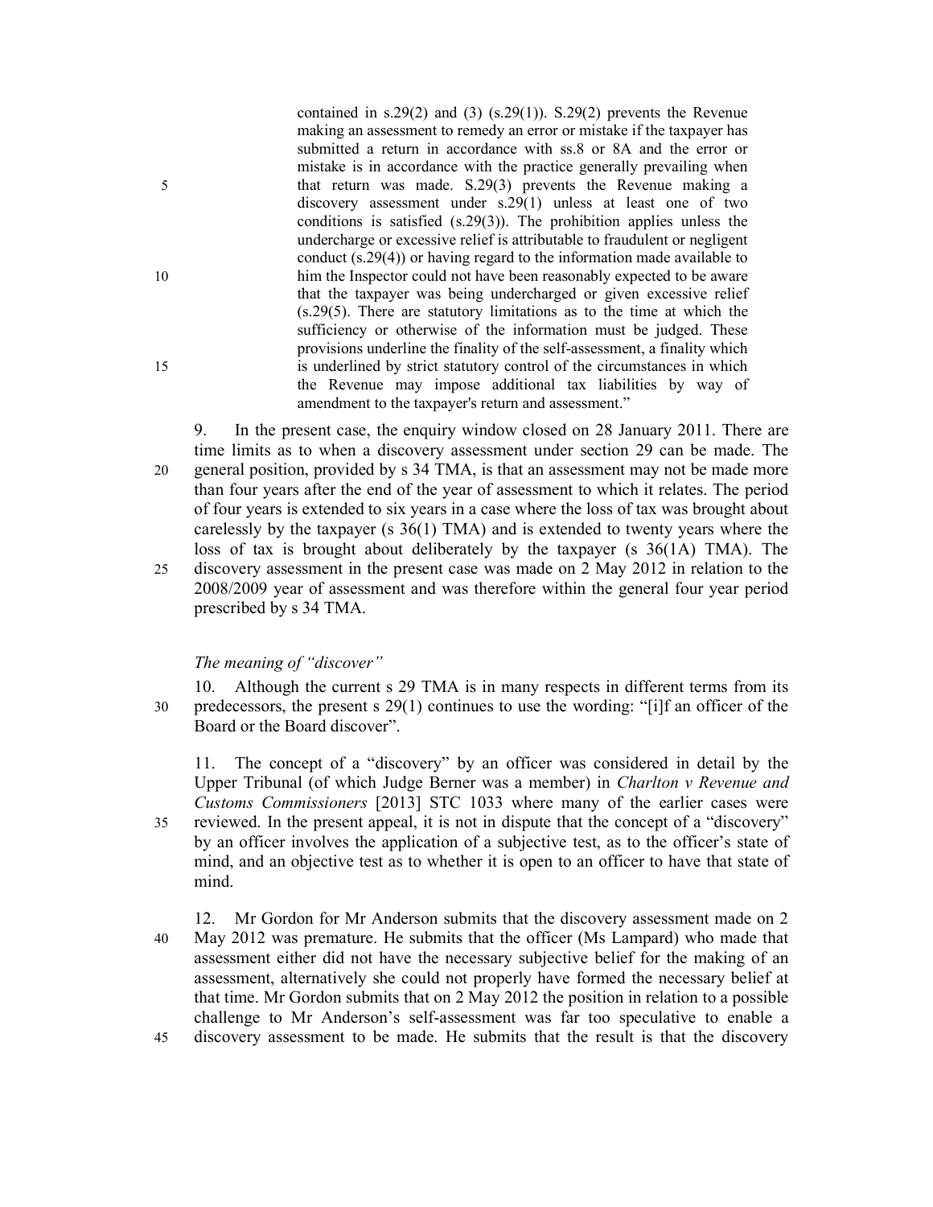> contained in s.29(2) and (3) (s.29(1)). S.29(2) prevents the Revenue making an assessment to remedy an error or mistake if the taxpayer has submitted a return in accordance with ss.8 or 8A and the error or mistake is in accordance with the practice generally prevailing when that return was made. S.29(3) prevents the Revenue making a discovery assessment under s.29(1) unless at least one of two conditions is satisfied (s.29(3)). The prohibition applies unless the undercharge or excessive relief is attributable to fraudulent or negligent conduct (s.29(4)) or having regard to the information made available to him the Inspector could not have been reasonably expected to be aware that the taxpayer was being undercharged or given excessive relief (s.29(5). There are statutory limitations as to the time at which the sufficiency or otherwise of the information must be judged. These provisions underline the finality of the self-assessment, a finality which is underlined by strict statutory control of the circumstances in which the Revenue may impose additional tax liabilities by way of amendment to the taxpayer's return and assessment."

9. In the present case, the enquiry window closed on 28 January 2011. There are time limits as to when a discovery assessment under section 29 can be made. The general position, provided by s 34 TMA, is that an assessment may not be made more than four years after the end of the year of assessment to which it relates. The period of four years is extended to six years in a case where the loss of tax was brought about carelessly by the taxpayer (s 36(1) TMA) and is extended to twenty years where the loss of tax is brought about deliberately by the taxpayer (s 36(1A) TMA). The discovery assessment in the present case was made on 2 May 2012 in relation to the 2008/2009 year of assessment and was therefore within the general four year period prescribed by s 34 TMA.

*The meaning of "discover"*

10. Although the current s 29 TMA is in many respects in different terms from its predecessors, the present s 29(1) continues to use the wording: "[i]f an officer of the Board or the Board discover".

11. The concept of a "discovery" by an officer was considered in detail by the Upper Tribunal (of which Judge Berner was a member) in *Charlton v Revenue and Customs Commissioners* [2013] STC 1033 where many of the earlier cases were reviewed. In the present appeal, it is not in dispute that the concept of a "discovery" by an officer involves the application of a subjective test, as to the officer's state of mind, and an objective test as to whether it is open to an officer to have that state of mind.

12. Mr Gordon for Mr Anderson submits that the discovery assessment made on 2 May 2012 was premature. He submits that the officer (Ms Lampard) who made that assessment either did not have the necessary subjective belief for the making of an assessment, alternatively she could not properly have formed the necessary belief at that time. Mr Gordon submits that on 2 May 2012 the position in relation to a possible challenge to Mr Anderson's self-assessment was far too speculative to enable a discovery assessment to be made. He submits that the result is that the discovery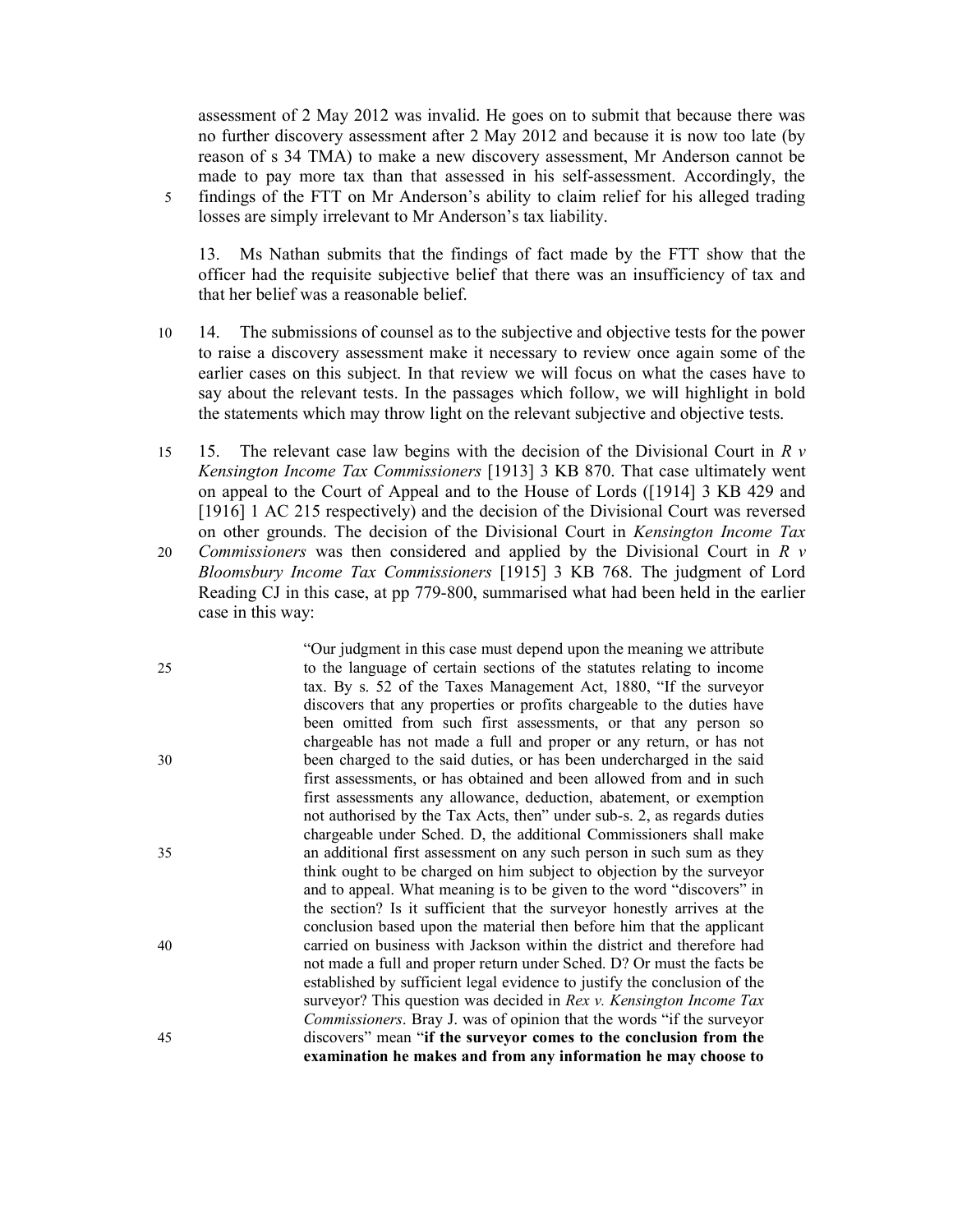assessment of 2 May 2012 was invalid. He goes on to submit that because there was no further discovery assessment after 2 May 2012 and because it is now too late (by reason of s 34 TMA) to make a new discovery assessment, Mr Anderson cannot be made to pay more tax than that assessed in his self-assessment. Accordingly, the findings of the FTT on Mr Anderson's ability to claim relief for his alleged trading losses are simply irrelevant to Mr Anderson's tax liability.

13. Ms Nathan submits that the findings of fact made by the FTT show that the officer had the requisite subjective belief that there was an insufficiency of tax and that her belief was a reasonable belief.

14. The submissions of counsel as to the subjective and objective tests for the power to raise a discovery assessment make it necessary to review once again some of the earlier cases on this subject. In that review we will focus on what the cases have to say about the relevant tests. In the passages which follow, we will highlight in bold the statements which may throw light on the relevant subjective and objective tests.

15. The relevant case law begins with the decision of the Divisional Court in *R v Kensington Income Tax Commissioners* [1913] 3 KB 870. That case ultimately went on appeal to the Court of Appeal and to the House of Lords ([1914] 3 KB 429 and [1916] 1 AC 215 respectively) and the decision of the Divisional Court was reversed on other grounds. The decision of the Divisional Court in *Kensington Income Tax Commissioners* was then considered and applied by the Divisional Court in *R v Bloomsbury Income Tax Commissioners* [1915] 3 KB 768. The judgment of Lord Reading CJ in this case, at pp 779-800, summarised what had been held in the earlier case in this way:

> "Our judgment in this case must depend upon the meaning we attribute to the language of certain sections of the statutes relating to income tax. By s. 52 of the Taxes Management Act, 1880, "If the surveyor discovers that any properties or profits chargeable to the duties have been omitted from such first assessments, or that any person so chargeable has not made a full and proper or any return, or has not been charged to the said duties, or has been undercharged in the said first assessments, or has obtained and been allowed from and in such first assessments any allowance, deduction, abatement, or exemption not authorised by the Tax Acts, then" under sub-s. 2, as regards duties chargeable under Sched. D, the additional Commissioners shall make an additional first assessment on any such person in such sum as they think ought to be charged on him subject to objection by the surveyor and to appeal. What meaning is to be given to the word "discovers" in the section? Is it sufficient that the surveyor honestly arrives at the conclusion based upon the material then before him that the applicant carried on business with Jackson within the district and therefore had not made a full and proper return under Sched. D? Or must the facts be established by sufficient legal evidence to justify the conclusion of the surveyor? This question was decided in *Rex v. Kensington Income Tax Commissioners*. Bray J. was of opinion that the words "if the surveyor discovers" mean "**if the surveyor comes to the conclusion from the examination he makes and from any information he may choose to**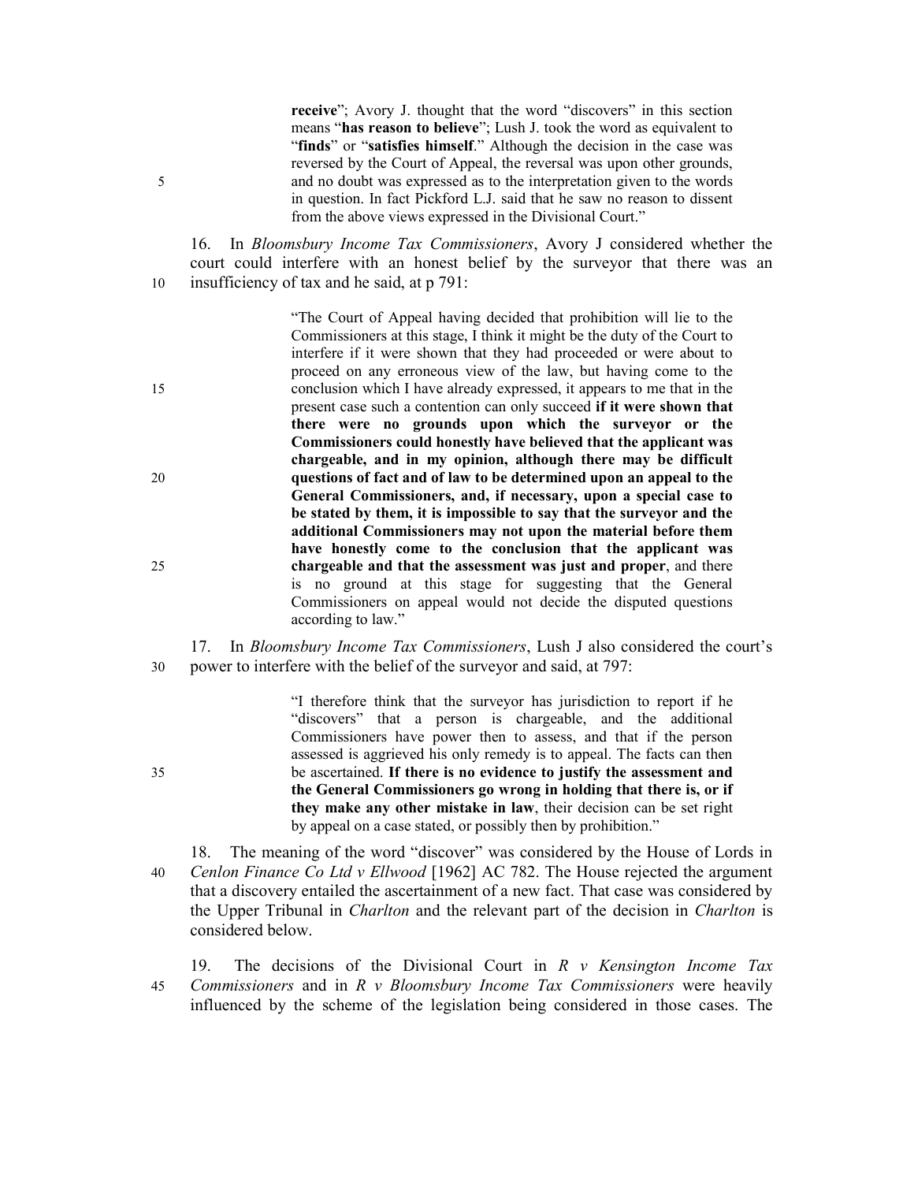> **receive**"; Avory J. thought that the word "discovers" in this section means "**has reason to believe**"; Lush J. took the word as equivalent to "**finds**" or "**satisfies himself**." Although the decision in the case was reversed by the Court of Appeal, the reversal was upon other grounds, and no doubt was expressed as to the interpretation given to the words in question. In fact Pickford L.J. said that he saw no reason to dissent from the above views expressed in the Divisional Court."

16. In *Bloomsbury Income Tax Commissioners*, Avory J considered whether the court could interfere with an honest belief by the surveyor that there was an insufficiency of tax and he said, at p 791:

> "The Court of Appeal having decided that prohibition will lie to the Commissioners at this stage, I think it might be the duty of the Court to interfere if it were shown that they had proceeded or were about to proceed on any erroneous view of the law, but having come to the conclusion which I have already expressed, it appears to me that in the present case such a contention can only succeed **if it were shown that there were no grounds upon which the surveyor or the Commissioners could honestly have believed that the applicant was chargeable, and in my opinion, although there may be difficult questions of fact and of law to be determined upon an appeal to the General Commissioners, and, if necessary, upon a special case to be stated by them, it is impossible to say that the surveyor and the additional Commissioners may not upon the material before them have honestly come to the conclusion that the applicant was chargeable and that the assessment was just and proper**, and there is no ground at this stage for suggesting that the General Commissioners on appeal would not decide the disputed questions according to law."

17. In *Bloomsbury Income Tax Commissioners*, Lush J also considered the court's power to interfere with the belief of the surveyor and said, at 797:

> "I therefore think that the surveyor has jurisdiction to report if he "discovers" that a person is chargeable, and the additional Commissioners have power then to assess, and that if the person assessed is aggrieved his only remedy is to appeal. The facts can then be ascertained. **If there is no evidence to justify the assessment and the General Commissioners go wrong in holding that there is, or if they make any other mistake in law**, their decision can be set right by appeal on a case stated, or possibly then by prohibition."

18. The meaning of the word "discover" was considered by the House of Lords in *Cenlon Finance Co Ltd v Ellwood* [1962] AC 782. The House rejected the argument that a discovery entailed the ascertainment of a new fact. That case was considered by the Upper Tribunal in *Charlton* and the relevant part of the decision in *Charlton* is considered below.

19. The decisions of the Divisional Court in *R v Kensington Income Tax Commissioners* and in *R v Bloomsbury Income Tax Commissioners* were heavily influenced by the scheme of the legislation being considered in those cases. The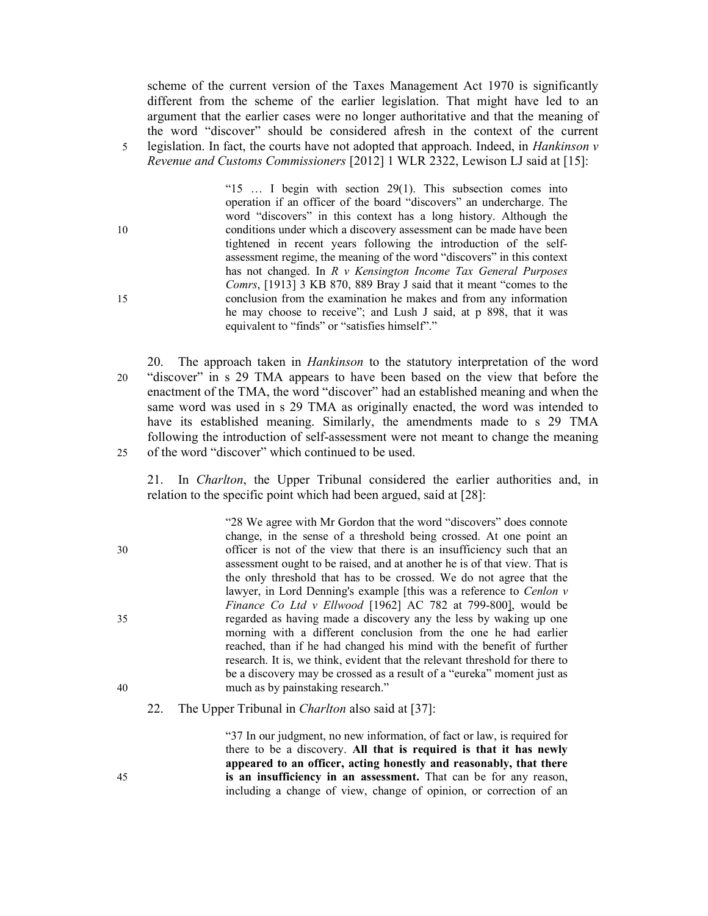scheme of the current version of the Taxes Management Act 1970 is significantly different from the scheme of the earlier legislation. That might have led to an argument that the earlier cases were no longer authoritative and that the meaning of the word "discover" should be considered afresh in the context of the current legislation. In fact, the courts have not adopted that approach. Indeed, in *Hankinson v Revenue and Customs Commissioners* [2012] 1 WLR 2322, Lewison LJ said at [15]:

> "15 … I begin with section 29(1). This subsection comes into operation if an officer of the board "discovers" an undercharge. The word "discovers" in this context has a long history. Although the conditions under which a discovery assessment can be made have been tightened in recent years following the introduction of the self-assessment regime, the meaning of the word "discovers" in this context has not changed. In *R v Kensington Income Tax General Purposes Comrs*, [1913] 3 KB 870, 889 Bray J said that it meant "comes to the conclusion from the examination he makes and from any information he may choose to receive"; and Lush J said, at p 898, that it was equivalent to "finds" or "satisfies himself"."

20. The approach taken in *Hankinson* to the statutory interpretation of the word "discover" in s 29 TMA appears to have been based on the view that before the enactment of the TMA, the word "discover" had an established meaning and when the same word was used in s 29 TMA as originally enacted, the word was intended to have its established meaning. Similarly, the amendments made to s 29 TMA following the introduction of self-assessment were not meant to change the meaning of the word "discover" which continued to be used.

21. In *Charlton*, the Upper Tribunal considered the earlier authorities and, in relation to the specific point which had been argued, said at [28]:

> "28 We agree with Mr Gordon that the word "discovers" does connote change, in the sense of a threshold being crossed. At one point an officer is not of the view that there is an insufficiency such that an assessment ought to be raised, and at another he is of that view. That is the only threshold that has to be crossed. We do not agree that the lawyer, in Lord Denning's example [this was a reference to *Cenlon v Finance Co Ltd v Ellwood* [1962] AC 782 at 799-800], would be regarded as having made a discovery any the less by waking up one morning with a different conclusion from the one he had earlier reached, than if he had changed his mind with the benefit of further research. It is, we think, evident that the relevant threshold for there to be a discovery may be crossed as a result of a "eureka" moment just as much as by painstaking research."

22. The Upper Tribunal in *Charlton* also said at [37]:

> "37 In our judgment, no new information, of fact or law, is required for there to be a discovery. **All that is required is that it has newly appeared to an officer, acting honestly and reasonably, that there is an insufficiency in an assessment.** That can be for any reason, including a change of view, change of opinion, or correction of an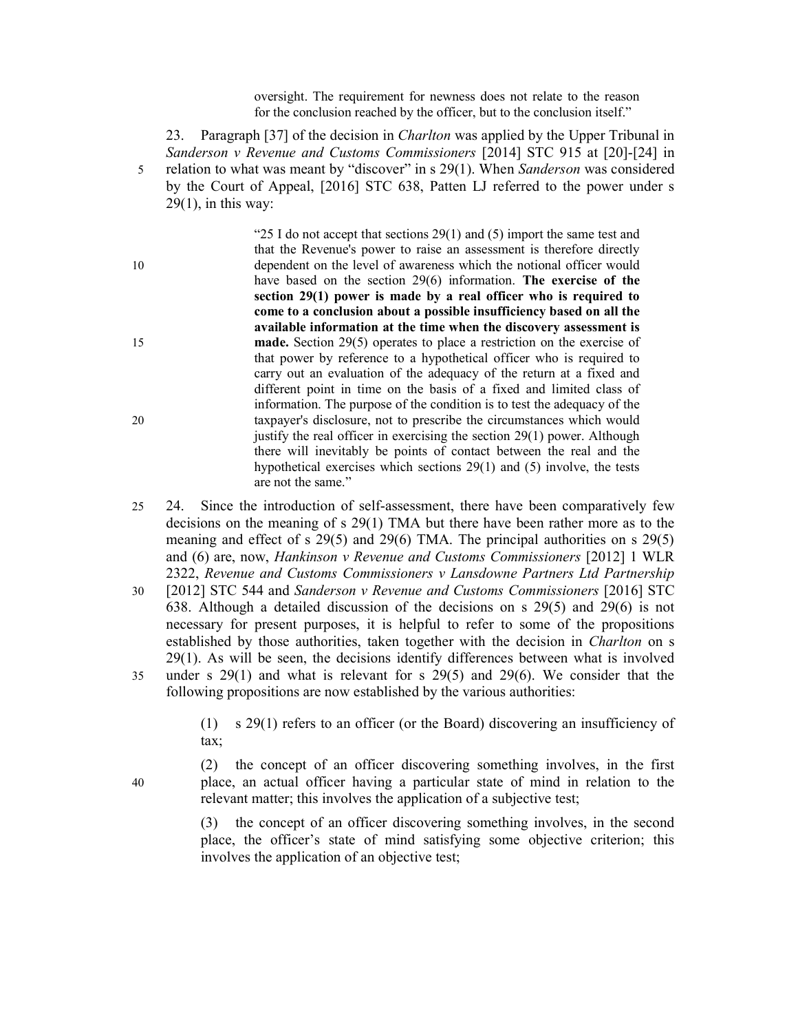> oversight. The requirement for newness does not relate to the reason for the conclusion reached by the officer, but to the conclusion itself."

23. Paragraph [37] of the decision in *Charlton* was applied by the Upper Tribunal in *Sanderson v Revenue and Customs Commissioners* [2014] STC 915 at [20]-[24] in relation to what was meant by "discover" in s 29(1). When *Sanderson* was considered by the Court of Appeal, [2016] STC 638, Patten LJ referred to the power under s 29(1), in this way:

> "25 I do not accept that sections 29(1) and (5) import the same test and that the Revenue's power to raise an assessment is therefore directly dependent on the level of awareness which the notional officer would have based on the section 29(6) information. **The exercise of the section 29(1) power is made by a real officer who is required to come to a conclusion about a possible insufficiency based on all the available information at the time when the discovery assessment is made.** Section 29(5) operates to place a restriction on the exercise of that power by reference to a hypothetical officer who is required to carry out an evaluation of the adequacy of the return at a fixed and different point in time on the basis of a fixed and limited class of information. The purpose of the condition is to test the adequacy of the taxpayer's disclosure, not to prescribe the circumstances which would justify the real officer in exercising the section 29(1) power. Although there will inevitably be points of contact between the real and the hypothetical exercises which sections 29(1) and (5) involve, the tests are not the same."

24. Since the introduction of self-assessment, there have been comparatively few decisions on the meaning of s 29(1) TMA but there have been rather more as to the meaning and effect of s 29(5) and 29(6) TMA. The principal authorities on s 29(5) and (6) are, now, *Hankinson v Revenue and Customs Commissioners* [2012] 1 WLR 2322, *Revenue and Customs Commissioners v Lansdowne Partners Ltd Partnership* [2012] STC 544 and *Sanderson v Revenue and Customs Commissioners* [2016] STC 638. Although a detailed discussion of the decisions on s 29(5) and 29(6) is not necessary for present purposes, it is helpful to refer to some of the propositions established by those authorities, taken together with the decision in *Charlton* on s 29(1). As will be seen, the decisions identify differences between what is involved under s 29(1) and what is relevant for s 29(5) and 29(6). We consider that the following propositions are now established by the various authorities:

> (1) s 29(1) refers to an officer (or the Board) discovering an insufficiency of tax;
>
> (2) the concept of an officer discovering something involves, in the first place, an actual officer having a particular state of mind in relation to the relevant matter; this involves the application of a subjective test;
>
> (3) the concept of an officer discovering something involves, in the second place, the officer's state of mind satisfying some objective criterion; this involves the application of an objective test;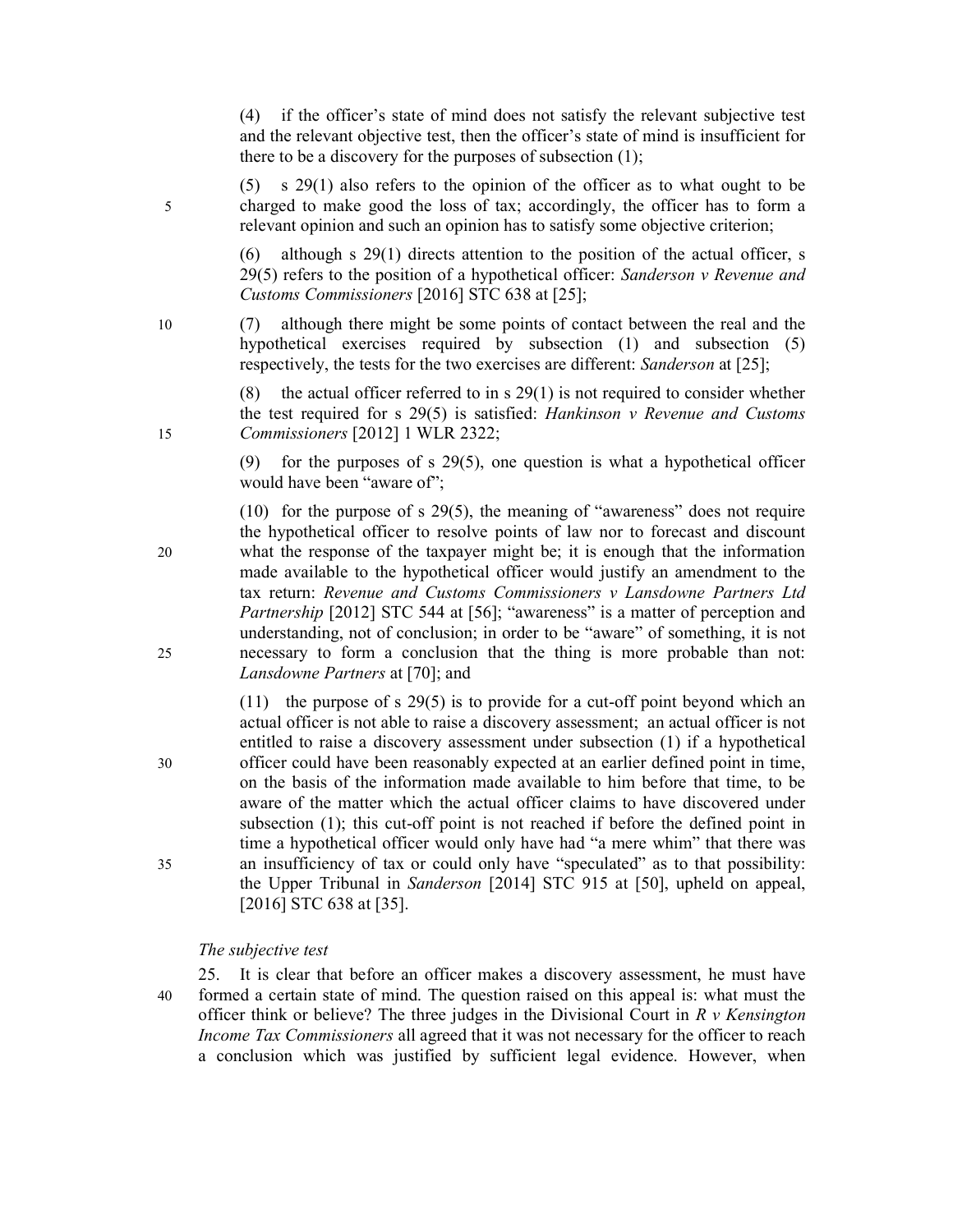(4) if the officer's state of mind does not satisfy the relevant subjective test and the relevant objective test, then the officer's state of mind is insufficient for there to be a discovery for the purposes of subsection (1);

(5) s 29(1) also refers to the opinion of the officer as to what ought to be charged to make good the loss of tax; accordingly, the officer has to form a relevant opinion and such an opinion has to satisfy some objective criterion;

(6) although s 29(1) directs attention to the position of the actual officer, s 29(5) refers to the position of a hypothetical officer: *Sanderson v Revenue and Customs Commissioners* [2016] STC 638 at [25];

(7) although there might be some points of contact between the real and the hypothetical exercises required by subsection (1) and subsection (5) respectively, the tests for the two exercises are different: *Sanderson* at [25];

(8) the actual officer referred to in s 29(1) is not required to consider whether the test required for s 29(5) is satisfied: *Hankinson v Revenue and Customs Commissioners* [2012] 1 WLR 2322;

(9) for the purposes of s 29(5), one question is what a hypothetical officer would have been "aware of";

(10) for the purpose of s 29(5), the meaning of "awareness" does not require the hypothetical officer to resolve points of law nor to forecast and discount what the response of the taxpayer might be; it is enough that the information made available to the hypothetical officer would justify an amendment to the tax return: *Revenue and Customs Commissioners v Lansdowne Partners Ltd Partnership* [2012] STC 544 at [56]; "awareness" is a matter of perception and understanding, not of conclusion; in order to be "aware" of something, it is not necessary to form a conclusion that the thing is more probable than not: *Lansdowne Partners* at [70]; and

(11) the purpose of s 29(5) is to provide for a cut-off point beyond which an actual officer is not able to raise a discovery assessment; an actual officer is not entitled to raise a discovery assessment under subsection (1) if a hypothetical officer could have been reasonably expected at an earlier defined point in time, on the basis of the information made available to him before that time, to be aware of the matter which the actual officer claims to have discovered under subsection (1); this cut-off point is not reached if before the defined point in time a hypothetical officer would only have had "a mere whim" that there was an insufficiency of tax or could only have "speculated" as to that possibility: the Upper Tribunal in *Sanderson* [2014] STC 915 at [50], upheld on appeal, [2016] STC 638 at [35].

*The subjective test*

25. It is clear that before an officer makes a discovery assessment, he must have formed a certain state of mind. The question raised on this appeal is: what must the officer think or believe? The three judges in the Divisional Court in *R v Kensington Income Tax Commissioners* all agreed that it was not necessary for the officer to reach a conclusion which was justified by sufficient legal evidence. However, when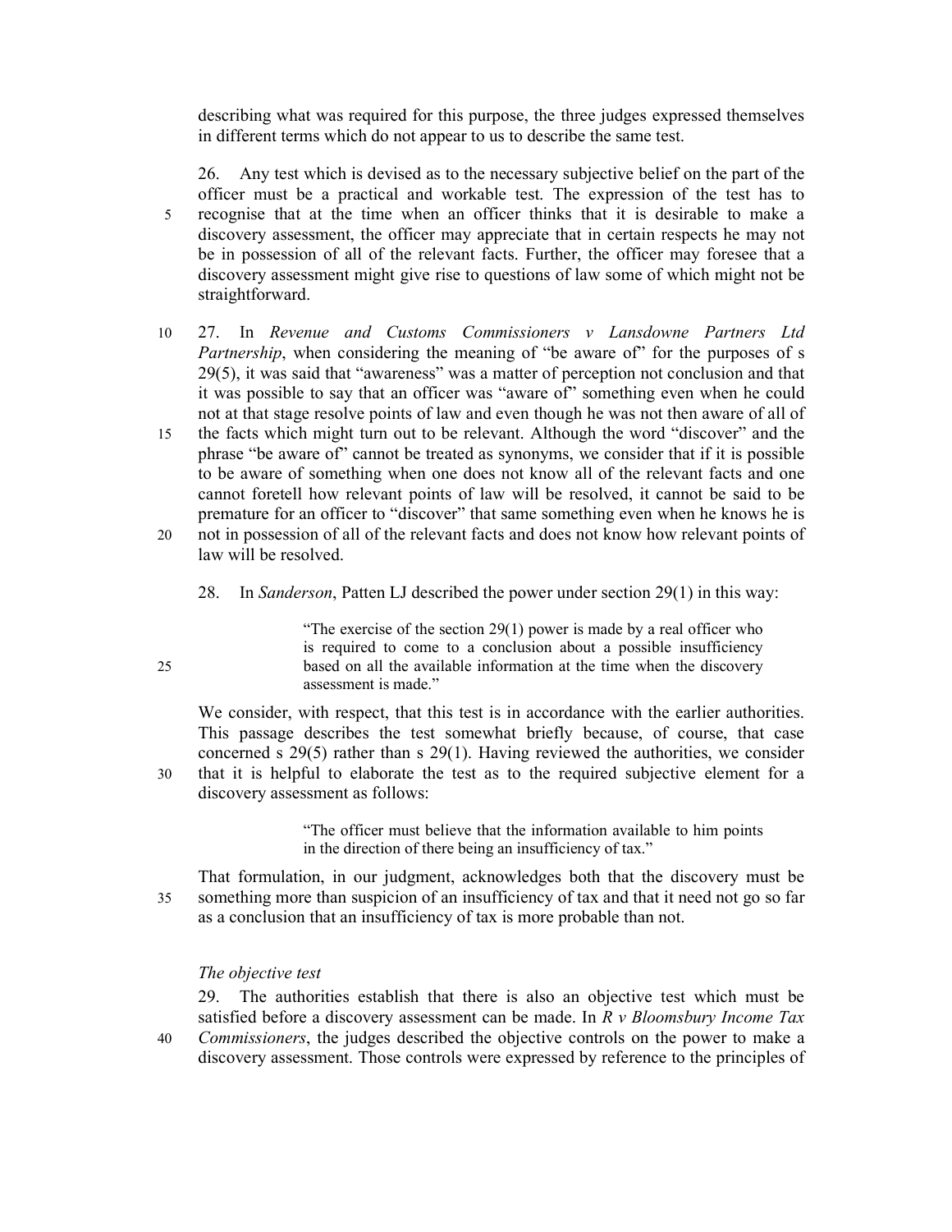describing what was required for this purpose, the three judges expressed themselves in different terms which do not appear to us to describe the same test.

26. Any test which is devised as to the necessary subjective belief on the part of the officer must be a practical and workable test. The expression of the test has to recognise that at the time when an officer thinks that it is desirable to make a discovery assessment, the officer may appreciate that in certain respects he may not be in possession of all of the relevant facts. Further, the officer may foresee that a discovery assessment might give rise to questions of law some of which might not be straightforward.

27. In *Revenue and Customs Commissioners v Lansdowne Partners Ltd Partnership*, when considering the meaning of "be aware of" for the purposes of s 29(5), it was said that "awareness" was a matter of perception not conclusion and that it was possible to say that an officer was "aware of" something even when he could not at that stage resolve points of law and even though he was not then aware of all of the facts which might turn out to be relevant. Although the word "discover" and the phrase "be aware of" cannot be treated as synonyms, we consider that if it is possible to be aware of something when one does not know all of the relevant facts and one cannot foretell how relevant points of law will be resolved, it cannot be said to be premature for an officer to "discover" that same something even when he knows he is not in possession of all of the relevant facts and does not know how relevant points of law will be resolved.

28. In *Sanderson*, Patten LJ described the power under section 29(1) in this way:

> "The exercise of the section 29(1) power is made by a real officer who is required to come to a conclusion about a possible insufficiency based on all the available information at the time when the discovery assessment is made."

We consider, with respect, that this test is in accordance with the earlier authorities. This passage describes the test somewhat briefly because, of course, that case concerned s 29(5) rather than s 29(1). Having reviewed the authorities, we consider that it is helpful to elaborate the test as to the required subjective element for a discovery assessment as follows:

> "The officer must believe that the information available to him points in the direction of there being an insufficiency of tax."

That formulation, in our judgment, acknowledges both that the discovery must be something more than suspicion of an insufficiency of tax and that it need not go so far as a conclusion that an insufficiency of tax is more probable than not.

*The objective test*

29. The authorities establish that there is also an objective test which must be satisfied before a discovery assessment can be made. In *R v Bloomsbury Income Tax Commissioners*, the judges described the objective controls on the power to make a discovery assessment. Those controls were expressed by reference to the principles of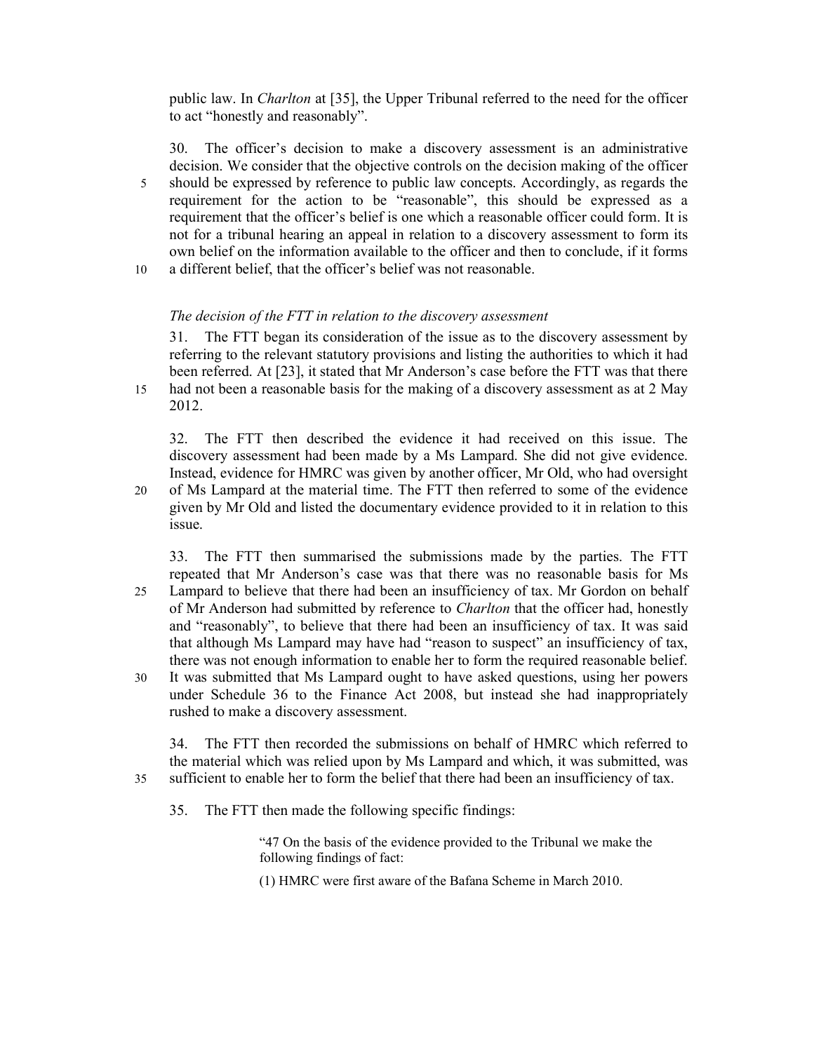public law. In *Charlton* at [35], the Upper Tribunal referred to the need for the officer to act "honestly and reasonably".

30. The officer's decision to make a discovery assessment is an administrative decision. We consider that the objective controls on the decision making of the officer should be expressed by reference to public law concepts. Accordingly, as regards the requirement for the action to be "reasonable", this should be expressed as a requirement that the officer's belief is one which a reasonable officer could form. It is not for a tribunal hearing an appeal in relation to a discovery assessment to form its own belief on the information available to the officer and then to conclude, if it forms a different belief, that the officer's belief was not reasonable.

*The decision of the FTT in relation to the discovery assessment*

31. The FTT began its consideration of the issue as to the discovery assessment by referring to the relevant statutory provisions and listing the authorities to which it had been referred. At [23], it stated that Mr Anderson's case before the FTT was that there had not been a reasonable basis for the making of a discovery assessment as at 2 May 2012.

32. The FTT then described the evidence it had received on this issue. The discovery assessment had been made by a Ms Lampard. She did not give evidence. Instead, evidence for HMRC was given by another officer, Mr Old, who had oversight of Ms Lampard at the material time. The FTT then referred to some of the evidence given by Mr Old and listed the documentary evidence provided to it in relation to this issue.

33. The FTT then summarised the submissions made by the parties. The FTT repeated that Mr Anderson's case was that there was no reasonable basis for Ms Lampard to believe that there had been an insufficiency of tax. Mr Gordon on behalf of Mr Anderson had submitted by reference to *Charlton* that the officer had, honestly and "reasonably", to believe that there had been an insufficiency of tax. It was said that although Ms Lampard may have had "reason to suspect" an insufficiency of tax, there was not enough information to enable her to form the required reasonable belief. It was submitted that Ms Lampard ought to have asked questions, using her powers under Schedule 36 to the Finance Act 2008, but instead she had inappropriately rushed to make a discovery assessment.

34. The FTT then recorded the submissions on behalf of HMRC which referred to the material which was relied upon by Ms Lampard and which, it was submitted, was sufficient to enable her to form the belief that there had been an insufficiency of tax.

35. The FTT then made the following specific findings:

> "47 On the basis of the evidence provided to the Tribunal we make the following findings of fact:
>
> (1) HMRC were first aware of the Bafana Scheme in March 2010.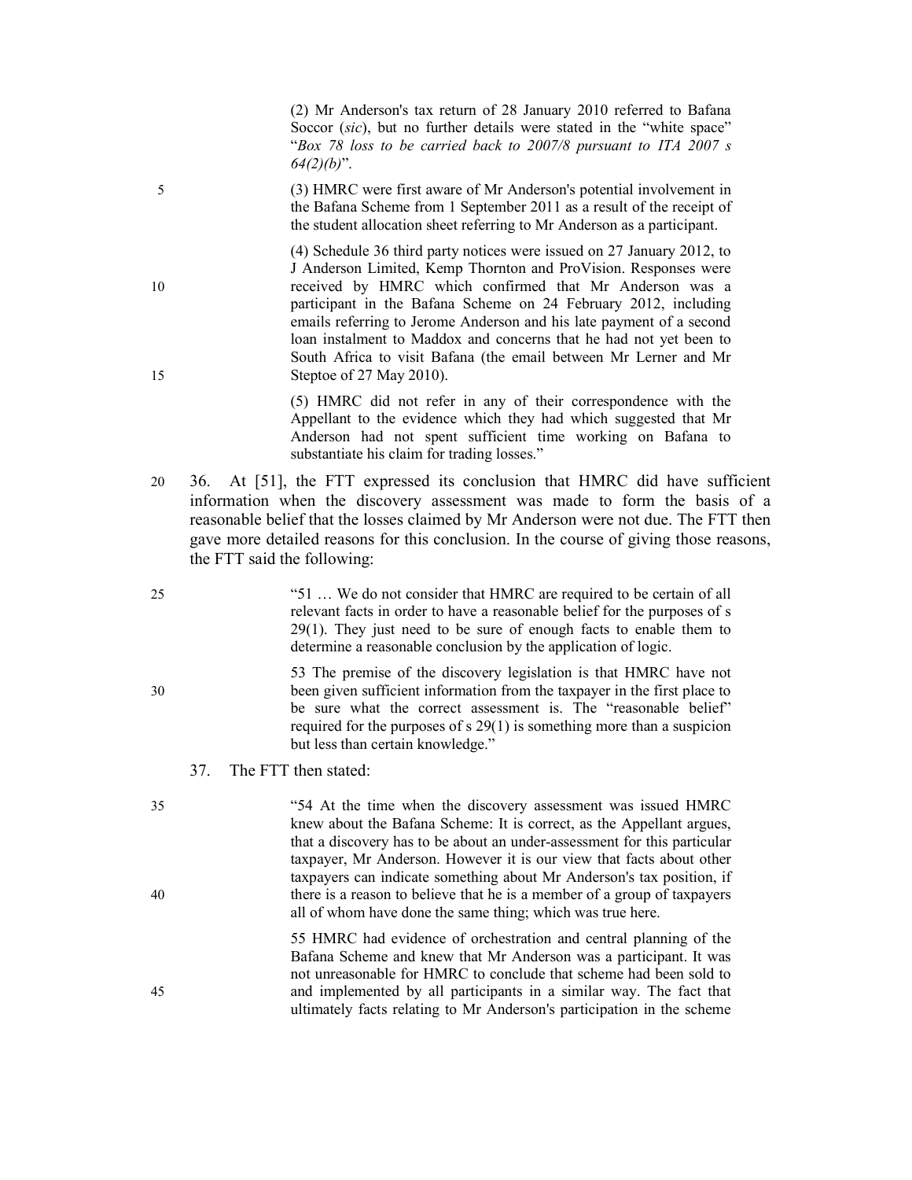> (2) Mr Anderson's tax return of 28 January 2010 referred to Bafana Soccor (*sic*), but no further details were stated in the "white space" "*Box 78 loss to be carried back to 2007/8 pursuant to ITA 2007 s 64(2)(b)*".
>
> (3) HMRC were first aware of Mr Anderson's potential involvement in the Bafana Scheme from 1 September 2011 as a result of the receipt of the student allocation sheet referring to Mr Anderson as a participant.
>
> (4) Schedule 36 third party notices were issued on 27 January 2012, to J Anderson Limited, Kemp Thornton and ProVision. Responses were received by HMRC which confirmed that Mr Anderson was a participant in the Bafana Scheme on 24 February 2012, including emails referring to Jerome Anderson and his late payment of a second loan instalment to Maddox and concerns that he had not yet been to South Africa to visit Bafana (the email between Mr Lerner and Mr Steptoe of 27 May 2010).
>
> (5) HMRC did not refer in any of their correspondence with the Appellant to the evidence which they had which suggested that Mr Anderson had not spent sufficient time working on Bafana to substantiate his claim for trading losses."

36. At [51], the FTT expressed its conclusion that HMRC did have sufficient information when the discovery assessment was made to form the basis of a reasonable belief that the losses claimed by Mr Anderson were not due. The FTT then gave more detailed reasons for this conclusion. In the course of giving those reasons, the FTT said the following:

> "51 … We do not consider that HMRC are required to be certain of all relevant facts in order to have a reasonable belief for the purposes of s 29(1). They just need to be sure of enough facts to enable them to determine a reasonable conclusion by the application of logic.
>
> 53 The premise of the discovery legislation is that HMRC have not been given sufficient information from the taxpayer in the first place to be sure what the correct assessment is. The "reasonable belief" required for the purposes of s 29(1) is something more than a suspicion but less than certain knowledge."

37. The FTT then stated:

> "54 At the time when the discovery assessment was issued HMRC knew about the Bafana Scheme: It is correct, as the Appellant argues, that a discovery has to be about an under-assessment for this particular taxpayer, Mr Anderson. However it is our view that facts about other taxpayers can indicate something about Mr Anderson's tax position, if there is a reason to believe that he is a member of a group of taxpayers all of whom have done the same thing; which was true here.
>
> 55 HMRC had evidence of orchestration and central planning of the Bafana Scheme and knew that Mr Anderson was a participant. It was not unreasonable for HMRC to conclude that scheme had been sold to and implemented by all participants in a similar way. The fact that ultimately facts relating to Mr Anderson's participation in the scheme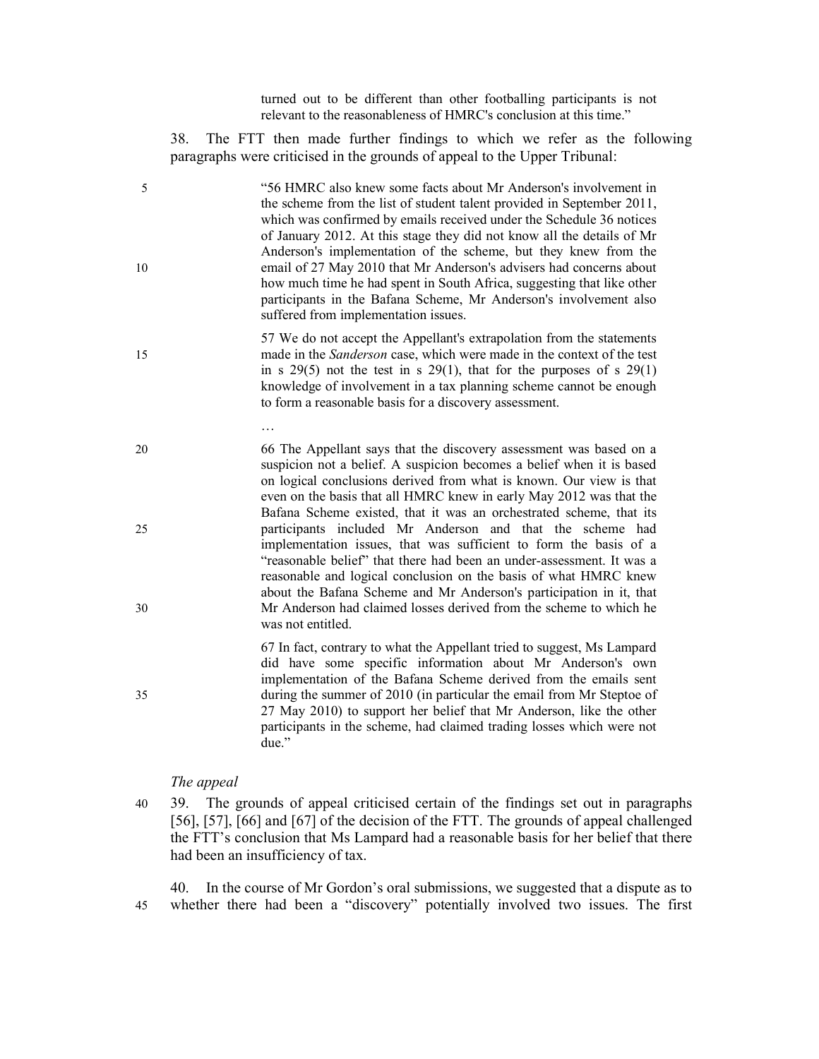> turned out to be different than other footballing participants is not relevant to the reasonableness of HMRC's conclusion at this time."

38. The FTT then made further findings to which we refer as the following paragraphs were criticised in the grounds of appeal to the Upper Tribunal:

> "56 HMRC also knew some facts about Mr Anderson's involvement in the scheme from the list of student talent provided in September 2011, which was confirmed by emails received under the Schedule 36 notices of January 2012. At this stage they did not know all the details of Mr Anderson's implementation of the scheme, but they knew from the email of 27 May 2010 that Mr Anderson's advisers had concerns about how much time he had spent in South Africa, suggesting that like other participants in the Bafana Scheme, Mr Anderson's involvement also suffered from implementation issues.
>
> 57 We do not accept the Appellant's extrapolation from the statements made in the *Sanderson* case, which were made in the context of the test in s 29(5) not the test in s 29(1), that for the purposes of s 29(1) knowledge of involvement in a tax planning scheme cannot be enough to form a reasonable basis for a discovery assessment.
>
> …
>
> 66 The Appellant says that the discovery assessment was based on a suspicion not a belief. A suspicion becomes a belief when it is based on logical conclusions derived from what is known. Our view is that even on the basis that all HMRC knew in early May 2012 was that the Bafana Scheme existed, that it was an orchestrated scheme, that its participants included Mr Anderson and that the scheme had implementation issues, that was sufficient to form the basis of a "reasonable belief" that there had been an under-assessment. It was a reasonable and logical conclusion on the basis of what HMRC knew about the Bafana Scheme and Mr Anderson's participation in it, that Mr Anderson had claimed losses derived from the scheme to which he was not entitled.
>
> 67 In fact, contrary to what the Appellant tried to suggest, Ms Lampard did have some specific information about Mr Anderson's own implementation of the Bafana Scheme derived from the emails sent during the summer of 2010 (in particular the email from Mr Steptoe of 27 May 2010) to support her belief that Mr Anderson, like the other participants in the scheme, had claimed trading losses which were not due."

*The appeal*

39. The grounds of appeal criticised certain of the findings set out in paragraphs [56], [57], [66] and [67] of the decision of the FTT. The grounds of appeal challenged the FTT's conclusion that Ms Lampard had a reasonable basis for her belief that there had been an insufficiency of tax.

40. In the course of Mr Gordon's oral submissions, we suggested that a dispute as to whether there had been a "discovery" potentially involved two issues. The first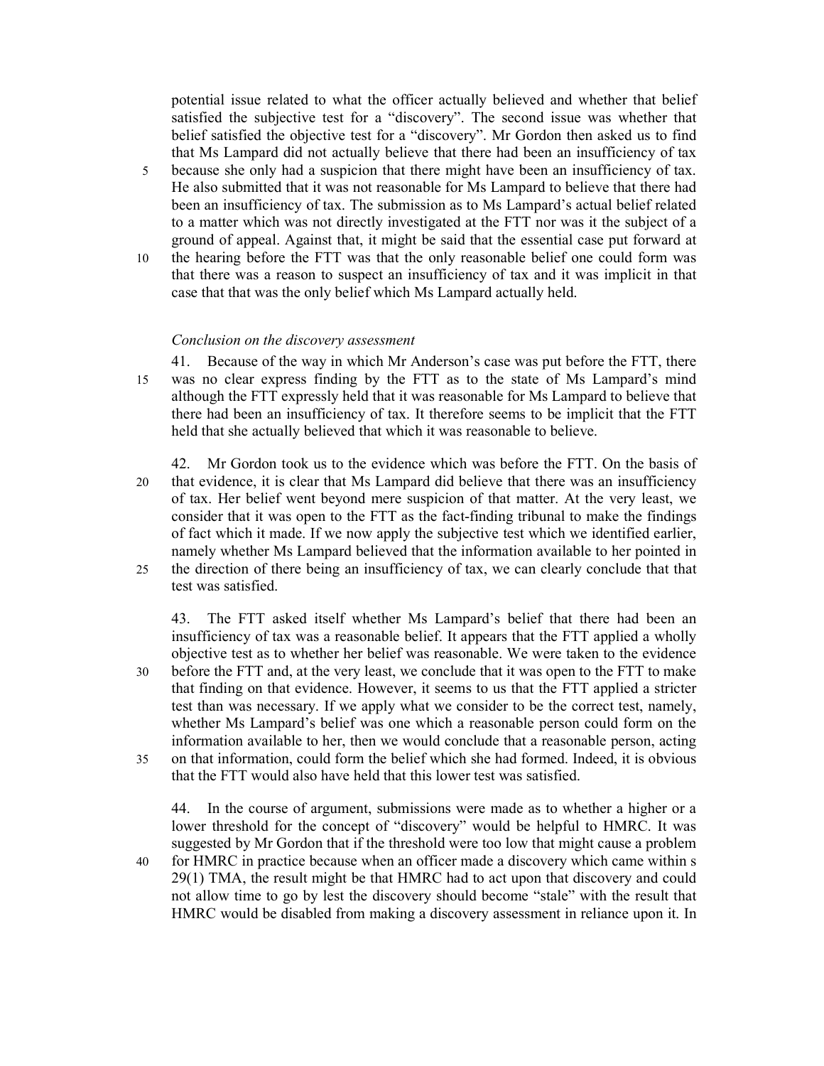potential issue related to what the officer actually believed and whether that belief satisfied the subjective test for a "discovery". The second issue was whether that belief satisfied the objective test for a "discovery". Mr Gordon then asked us to find that Ms Lampard did not actually believe that there had been an insufficiency of tax because she only had a suspicion that there might have been an insufficiency of tax. He also submitted that it was not reasonable for Ms Lampard to believe that there had been an insufficiency of tax. The submission as to Ms Lampard's actual belief related to a matter which was not directly investigated at the FTT nor was it the subject of a ground of appeal. Against that, it might be said that the essential case put forward at the hearing before the FTT was that the only reasonable belief one could form was that there was a reason to suspect an insufficiency of tax and it was implicit in that case that that was the only belief which Ms Lampard actually held.

*Conclusion on the discovery assessment*

41. Because of the way in which Mr Anderson's case was put before the FTT, there was no clear express finding by the FTT as to the state of Ms Lampard's mind although the FTT expressly held that it was reasonable for Ms Lampard to believe that there had been an insufficiency of tax. It therefore seems to be implicit that the FTT held that she actually believed that which it was reasonable to believe.

42. Mr Gordon took us to the evidence which was before the FTT. On the basis of that evidence, it is clear that Ms Lampard did believe that there was an insufficiency of tax. Her belief went beyond mere suspicion of that matter. At the very least, we consider that it was open to the FTT as the fact-finding tribunal to make the findings of fact which it made. If we now apply the subjective test which we identified earlier, namely whether Ms Lampard believed that the information available to her pointed in the direction of there being an insufficiency of tax, we can clearly conclude that that test was satisfied.

43. The FTT asked itself whether Ms Lampard's belief that there had been an insufficiency of tax was a reasonable belief. It appears that the FTT applied a wholly objective test as to whether her belief was reasonable. We were taken to the evidence before the FTT and, at the very least, we conclude that it was open to the FTT to make that finding on that evidence. However, it seems to us that the FTT applied a stricter test than was necessary. If we apply what we consider to be the correct test, namely, whether Ms Lampard's belief was one which a reasonable person could form on the information available to her, then we would conclude that a reasonable person, acting on that information, could form the belief which she had formed. Indeed, it is obvious that the FTT would also have held that this lower test was satisfied.

44. In the course of argument, submissions were made as to whether a higher or a lower threshold for the concept of "discovery" would be helpful to HMRC. It was suggested by Mr Gordon that if the threshold were too low that might cause a problem for HMRC in practice because when an officer made a discovery which came within s 29(1) TMA, the result might be that HMRC had to act upon that discovery and could not allow time to go by lest the discovery should become "stale" with the result that HMRC would be disabled from making a discovery assessment in reliance upon it. In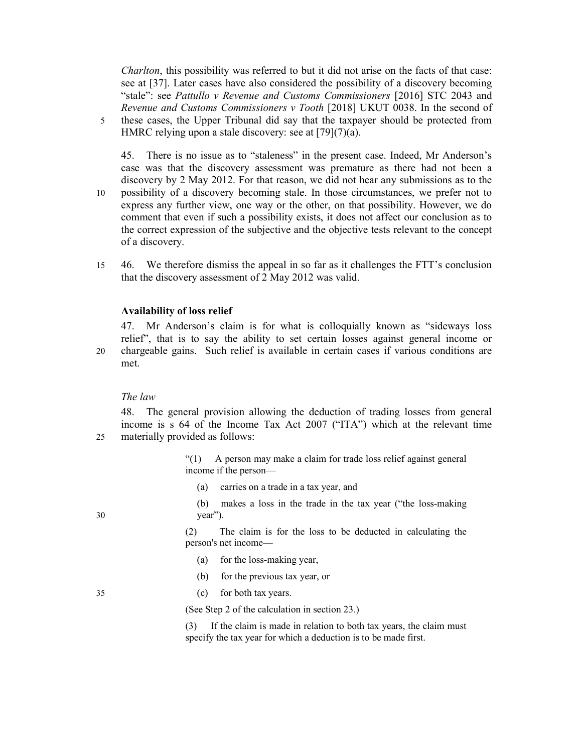*Charlton*, this possibility was referred to but it did not arise on the facts of that case: see at [37]. Later cases have also considered the possibility of a discovery becoming "stale": see *Pattullo v Revenue and Customs Commissioners* [2016] STC 2043 and *Revenue and Customs Commissioners v Tooth* [2018] UKUT 0038. In the second of these cases, the Upper Tribunal did say that the taxpayer should be protected from HMRC relying upon a stale discovery: see at [79](7)(a).

45. There is no issue as to "staleness" in the present case. Indeed, Mr Anderson's case was that the discovery assessment was premature as there had not been a discovery by 2 May 2012. For that reason, we did not hear any submissions as to the possibility of a discovery becoming stale. In those circumstances, we prefer not to express any further view, one way or the other, on that possibility. However, we do comment that even if such a possibility exists, it does not affect our conclusion as to the correct expression of the subjective and the objective tests relevant to the concept of a discovery.

46. We therefore dismiss the appeal in so far as it challenges the FTT's conclusion that the discovery assessment of 2 May 2012 was valid.

### Availability of loss relief

47. Mr Anderson's claim is for what is colloquially known as "sideways loss relief", that is to say the ability to set certain losses against general income or chargeable gains. Such relief is available in certain cases if various conditions are met.

#### *The law*

48. The general provision allowing the deduction of trading losses from general income is s 64 of the Income Tax Act 2007 ("ITA") which at the relevant time materially provided as follows:

> "(1) A person may make a claim for trade loss relief against general income if the person—
>
> (a) carries on a trade in a tax year, and
>
> (b) makes a loss in the trade in the tax year ("the loss-making year").
>
> (2) The claim is for the loss to be deducted in calculating the person's net income—
>
> (a) for the loss-making year,
>
> (b) for the previous tax year, or
>
> (c) for both tax years.
>
> (See Step 2 of the calculation in section 23.)
>
> (3) If the claim is made in relation to both tax years, the claim must specify the tax year for which a deduction is to be made first.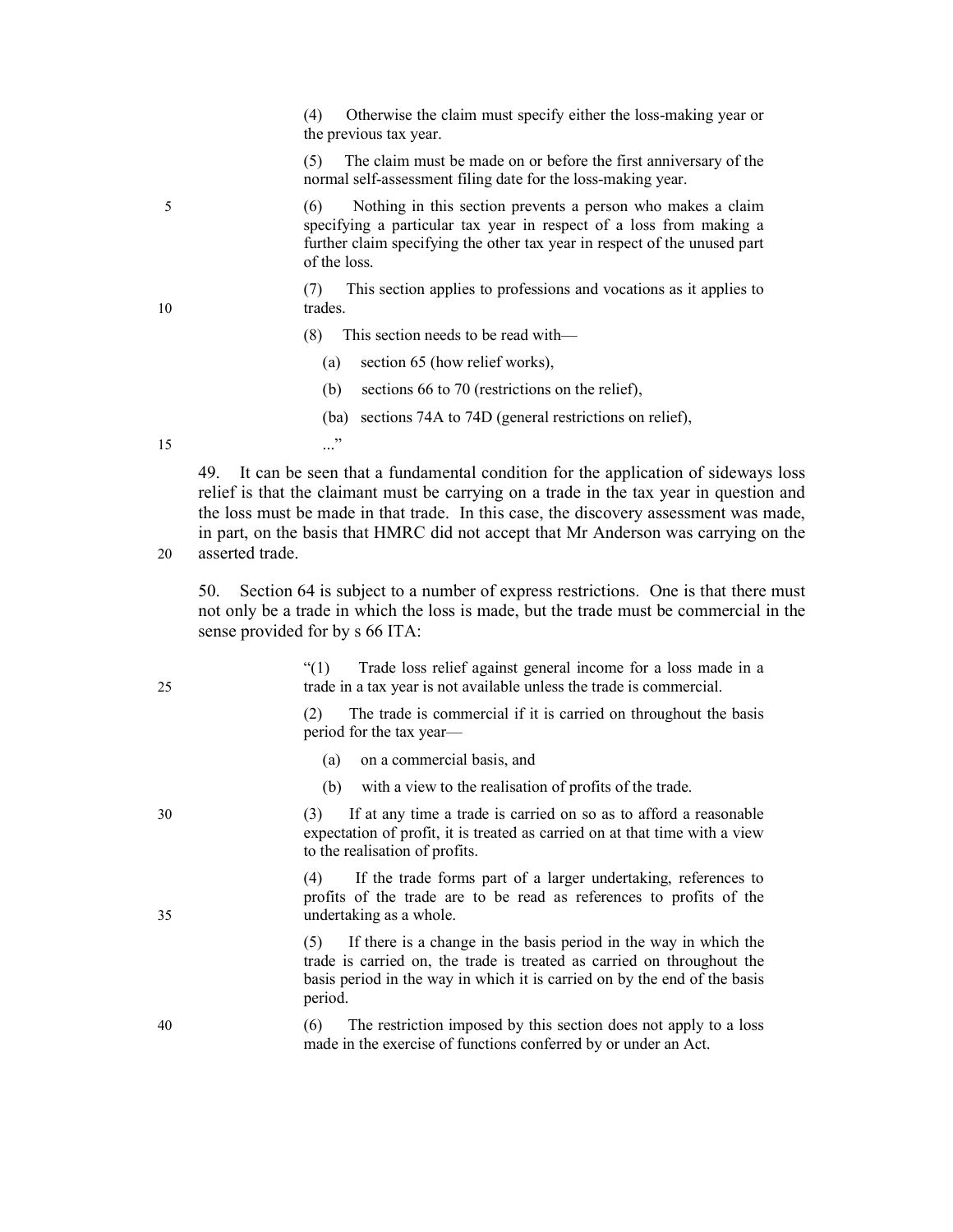> (4) Otherwise the claim must specify either the loss-making year or the previous tax year.
>
> (5) The claim must be made on or before the first anniversary of the normal self-assessment filing date for the loss-making year.
>
> (6) Nothing in this section prevents a person who makes a claim specifying a particular tax year in respect of a loss from making a further claim specifying the other tax year in respect of the unused part of the loss.
>
> (7) This section applies to professions and vocations as it applies to trades.
>
> (8) This section needs to be read with—
>
> (a) section 65 (how relief works),
>
> (b) sections 66 to 70 (restrictions on the relief),
>
> (ba) sections 74A to 74D (general restrictions on relief),
>
> ..."

49. It can be seen that a fundamental condition for the application of sideways loss relief is that the claimant must be carrying on a trade in the tax year in question and the loss must be made in that trade. In this case, the discovery assessment was made, in part, on the basis that HMRC did not accept that Mr Anderson was carrying on the asserted trade.

50. Section 64 is subject to a number of express restrictions. One is that there must not only be a trade in which the loss is made, but the trade must be commercial in the sense provided for by s 66 ITA:

> "(1) Trade loss relief against general income for a loss made in a trade in a tax year is not available unless the trade is commercial.
>
> (2) The trade is commercial if it is carried on throughout the basis period for the tax year—
>
> (a) on a commercial basis, and
>
> (b) with a view to the realisation of profits of the trade.
>
> (3) If at any time a trade is carried on so as to afford a reasonable expectation of profit, it is treated as carried on at that time with a view to the realisation of profits.
>
> (4) If the trade forms part of a larger undertaking, references to profits of the trade are to be read as references to profits of the undertaking as a whole.
>
> (5) If there is a change in the basis period in the way in which the trade is carried on, the trade is treated as carried on throughout the basis period in the way in which it is carried on by the end of the basis period.
>
> (6) The restriction imposed by this section does not apply to a loss made in the exercise of functions conferred by or under an Act.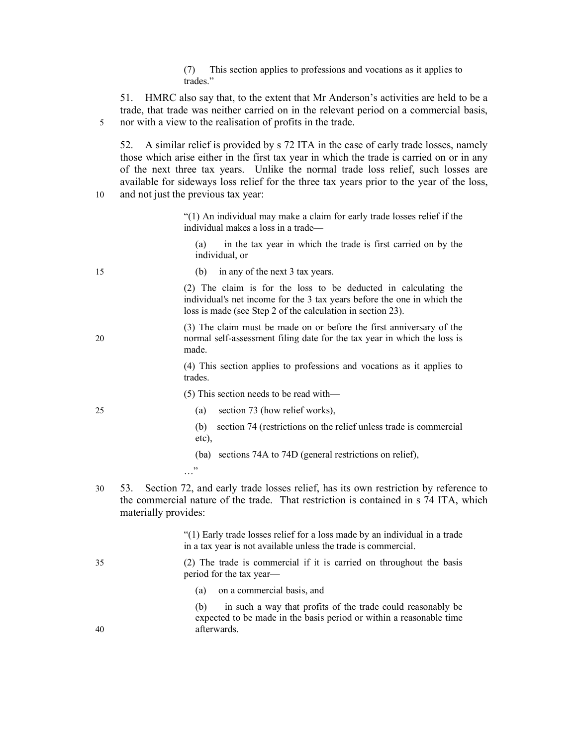> (7) This section applies to professions and vocations as it applies to trades."

51. HMRC also say that, to the extent that Mr Anderson's activities are held to be a trade, that trade was neither carried on in the relevant period on a commercial basis, nor with a view to the realisation of profits in the trade.

52. A similar relief is provided by s 72 ITA in the case of early trade losses, namely those which arise either in the first tax year in which the trade is carried on or in any of the next three tax years. Unlike the normal trade loss relief, such losses are available for sideways loss relief for the three tax years prior to the year of the loss, and not just the previous tax year:

> "(1) An individual may make a claim for early trade losses relief if the individual makes a loss in a trade—
>
> (a) in the tax year in which the trade is first carried on by the individual, or
>
> (b) in any of the next 3 tax years.
>
> (2) The claim is for the loss to be deducted in calculating the individual's net income for the 3 tax years before the one in which the loss is made (see Step 2 of the calculation in section 23).
>
> (3) The claim must be made on or before the first anniversary of the normal self-assessment filing date for the tax year in which the loss is made.
>
> (4) This section applies to professions and vocations as it applies to trades.
>
> (5) This section needs to be read with—
>
> (a) section 73 (how relief works),
>
> (b) section 74 (restrictions on the relief unless trade is commercial etc),
>
> (ba) sections 74A to 74D (general restrictions on relief),
>
> …"

53. Section 72, and early trade losses relief, has its own restriction by reference to the commercial nature of the trade. That restriction is contained in s 74 ITA, which materially provides:

> "(1) Early trade losses relief for a loss made by an individual in a trade in a tax year is not available unless the trade is commercial.
>
> (2) The trade is commercial if it is carried on throughout the basis period for the tax year—
>
> (a) on a commercial basis, and
>
> (b) in such a way that profits of the trade could reasonably be expected to be made in the basis period or within a reasonable time afterwards.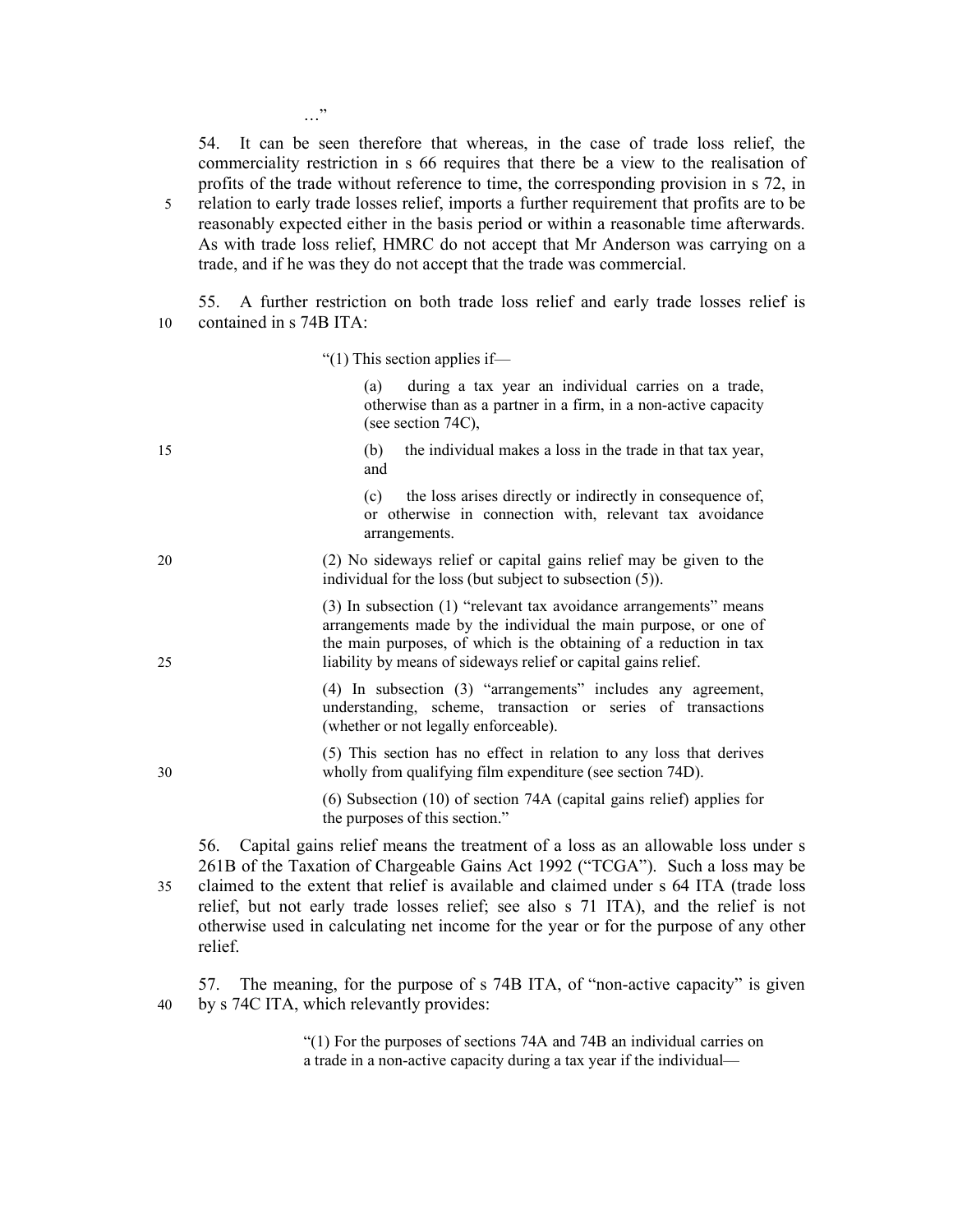…"

54. It can be seen therefore that whereas, in the case of trade loss relief, the commerciality restriction in s 66 requires that there be a view to the realisation of profits of the trade without reference to time, the corresponding provision in s 72, in relation to early trade losses relief, imports a further requirement that profits are to be reasonably expected either in the basis period or within a reasonable time afterwards. As with trade loss relief, HMRC do not accept that Mr Anderson was carrying on a trade, and if he was they do not accept that the trade was commercial.

55. A further restriction on both trade loss relief and early trade losses relief is contained in s 74B ITA:

> "(1) This section applies if—
>
> (a) during a tax year an individual carries on a trade, otherwise than as a partner in a firm, in a non-active capacity (see section 74C),
>
> (b) the individual makes a loss in the trade in that tax year, and
>
> (c) the loss arises directly or indirectly in consequence of, or otherwise in connection with, relevant tax avoidance arrangements.
>
> (2) No sideways relief or capital gains relief may be given to the individual for the loss (but subject to subsection (5)).
>
> (3) In subsection (1) "relevant tax avoidance arrangements" means arrangements made by the individual the main purpose, or one of the main purposes, of which is the obtaining of a reduction in tax liability by means of sideways relief or capital gains relief.
>
> (4) In subsection (3) "arrangements" includes any agreement, understanding, scheme, transaction or series of transactions (whether or not legally enforceable).
>
> (5) This section has no effect in relation to any loss that derives wholly from qualifying film expenditure (see section 74D).
>
> (6) Subsection (10) of section 74A (capital gains relief) applies for the purposes of this section."

56. Capital gains relief means the treatment of a loss as an allowable loss under s 261B of the Taxation of Chargeable Gains Act 1992 ("TCGA"). Such a loss may be claimed to the extent that relief is available and claimed under s 64 ITA (trade loss relief, but not early trade losses relief; see also s 71 ITA), and the relief is not otherwise used in calculating net income for the year or for the purpose of any other relief.

57. The meaning, for the purpose of s 74B ITA, of "non-active capacity" is given by s 74C ITA, which relevantly provides:

> "(1) For the purposes of sections 74A and 74B an individual carries on a trade in a non-active capacity during a tax year if the individual—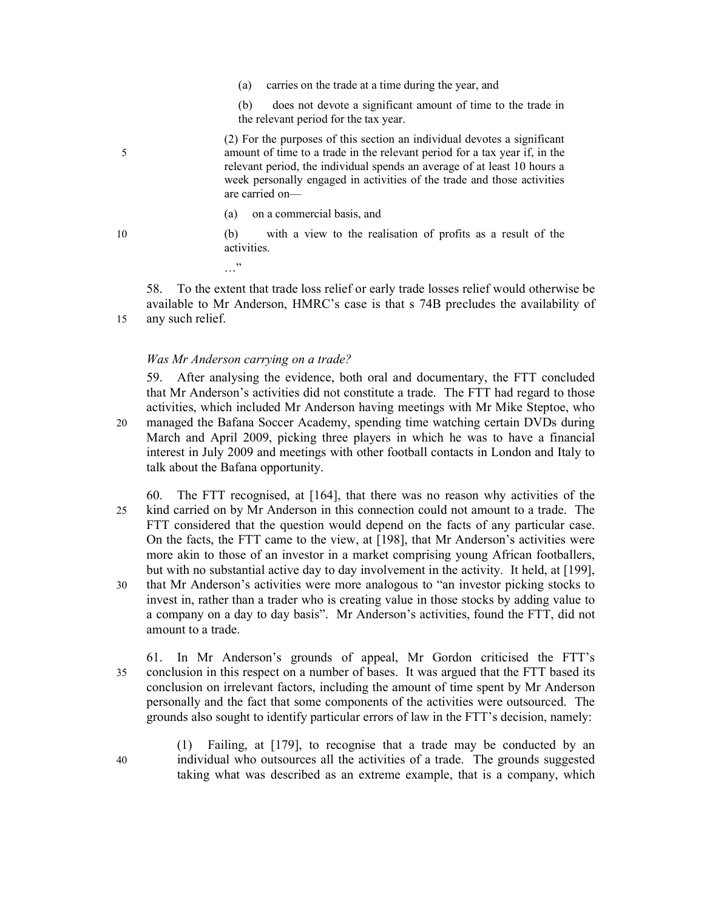(a) carries on the trade at a time during the year, and

(b) does not devote a significant amount of time to the trade in the relevant period for the tax year.

(2) For the purposes of this section an individual devotes a significant amount of time to a trade in the relevant period for a tax year if, in the relevant period, the individual spends an average of at least 10 hours a week personally engaged in activities of the trade and those activities are carried on—

(a) on a commercial basis, and

(b) with a view to the realisation of profits as a result of the activities.

…"

58. To the extent that trade loss relief or early trade losses relief would otherwise be available to Mr Anderson, HMRC's case is that s 74B precludes the availability of any such relief.

*Was Mr Anderson carrying on a trade?*

59. After analysing the evidence, both oral and documentary, the FTT concluded that Mr Anderson's activities did not constitute a trade. The FTT had regard to those activities, which included Mr Anderson having meetings with Mr Mike Steptoe, who managed the Bafana Soccer Academy, spending time watching certain DVDs during March and April 2009, picking three players in which he was to have a financial interest in July 2009 and meetings with other football contacts in London and Italy to talk about the Bafana opportunity.

60. The FTT recognised, at [164], that there was no reason why activities of the kind carried on by Mr Anderson in this connection could not amount to a trade. The FTT considered that the question would depend on the facts of any particular case. On the facts, the FTT came to the view, at [198], that Mr Anderson's activities were more akin to those of an investor in a market comprising young African footballers, but with no substantial active day to day involvement in the activity. It held, at [199], that Mr Anderson's activities were more analogous to "an investor picking stocks to invest in, rather than a trader who is creating value in those stocks by adding value to a company on a day to day basis". Mr Anderson's activities, found the FTT, did not amount to a trade.

61. In Mr Anderson's grounds of appeal, Mr Gordon criticised the FTT's conclusion in this respect on a number of bases. It was argued that the FTT based its conclusion on irrelevant factors, including the amount of time spent by Mr Anderson personally and the fact that some components of the activities were outsourced. The grounds also sought to identify particular errors of law in the FTT's decision, namely:

(1) Failing, at [179], to recognise that a trade may be conducted by an individual who outsources all the activities of a trade. The grounds suggested taking what was described as an extreme example, that is a company, which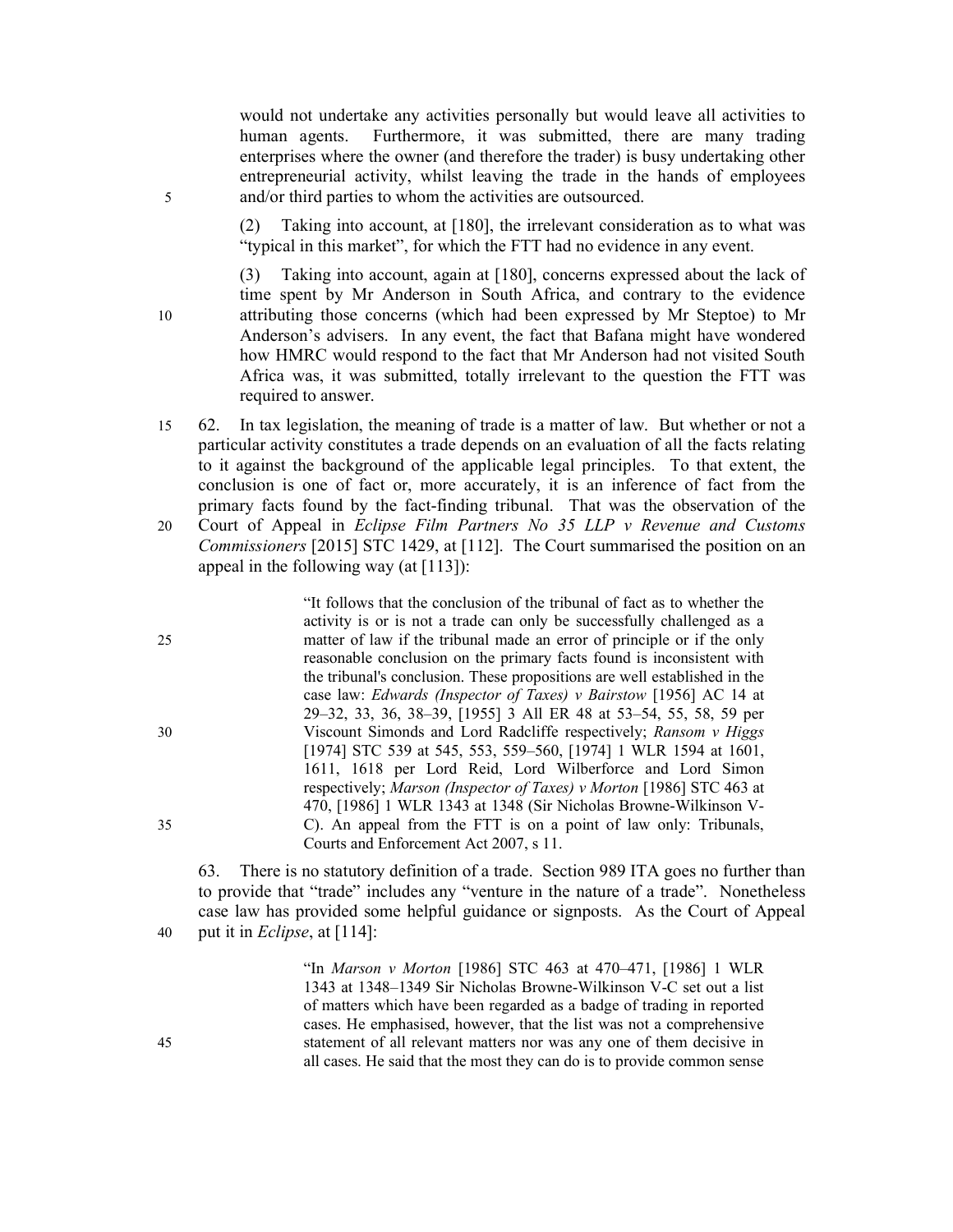would not undertake any activities personally but would leave all activities to human agents. Furthermore, it was submitted, there are many trading enterprises where the owner (and therefore the trader) is busy undertaking other entrepreneurial activity, whilst leaving the trade in the hands of employees and/or third parties to whom the activities are outsourced.

(2) Taking into account, at [180], the irrelevant consideration as to what was "typical in this market", for which the FTT had no evidence in any event.

(3) Taking into account, again at [180], concerns expressed about the lack of time spent by Mr Anderson in South Africa, and contrary to the evidence attributing those concerns (which had been expressed by Mr Steptoe) to Mr Anderson's advisers. In any event, the fact that Bafana might have wondered how HMRC would respond to the fact that Mr Anderson had not visited South Africa was, it was submitted, totally irrelevant to the question the FTT was required to answer.

62. In tax legislation, the meaning of trade is a matter of law. But whether or not a particular activity constitutes a trade depends on an evaluation of all the facts relating to it against the background of the applicable legal principles. To that extent, the conclusion is one of fact or, more accurately, it is an inference of fact from the primary facts found by the fact-finding tribunal. That was the observation of the Court of Appeal in *Eclipse Film Partners No 35 LLP v Revenue and Customs Commissioners* [2015] STC 1429, at [112]. The Court summarised the position on an appeal in the following way (at [113]):

> "It follows that the conclusion of the tribunal of fact as to whether the activity is or is not a trade can only be successfully challenged as a matter of law if the tribunal made an error of principle or if the only reasonable conclusion on the primary facts found is inconsistent with the tribunal's conclusion. These propositions are well established in the case law: *Edwards (Inspector of Taxes) v Bairstow* [1956] AC 14 at 29–32, 33, 36, 38–39, [1955] 3 All ER 48 at 53–54, 55, 58, 59 per Viscount Simonds and Lord Radcliffe respectively; *Ransom v Higgs* [1974] STC 539 at 545, 553, 559–560, [1974] 1 WLR 1594 at 1601, 1611, 1618 per Lord Reid, Lord Wilberforce and Lord Simon respectively; *Marson (Inspector of Taxes) v Morton* [1986] STC 463 at 470, [1986] 1 WLR 1343 at 1348 (Sir Nicholas Browne-Wilkinson V-C). An appeal from the FTT is on a point of law only: Tribunals, Courts and Enforcement Act 2007, s 11.

63. There is no statutory definition of a trade. Section 989 ITA goes no further than to provide that "trade" includes any "venture in the nature of a trade". Nonetheless case law has provided some helpful guidance or signposts. As the Court of Appeal put it in *Eclipse*, at [114]:

> "In *Marson v Morton* [1986] STC 463 at 470–471, [1986] 1 WLR 1343 at 1348–1349 Sir Nicholas Browne-Wilkinson V-C set out a list of matters which have been regarded as a badge of trading in reported cases. He emphasised, however, that the list was not a comprehensive statement of all relevant matters nor was any one of them decisive in all cases. He said that the most they can do is to provide common sense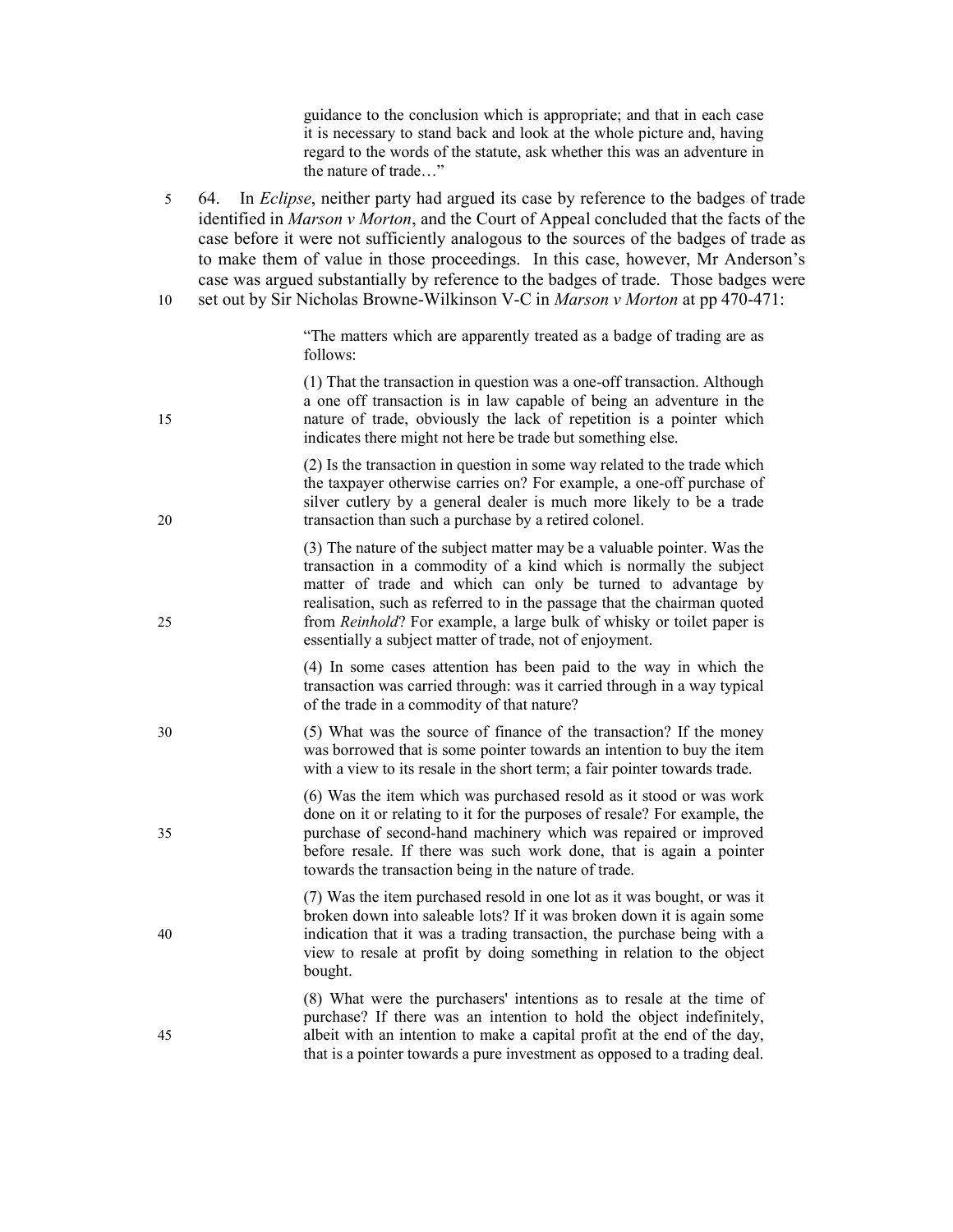> guidance to the conclusion which is appropriate; and that in each case it is necessary to stand back and look at the whole picture and, having regard to the words of the statute, ask whether this was an adventure in the nature of trade…"

64. In *Eclipse*, neither party had argued its case by reference to the badges of trade identified in *Marson v Morton*, and the Court of Appeal concluded that the facts of the case before it were not sufficiently analogous to the sources of the badges of trade as to make them of value in those proceedings. In this case, however, Mr Anderson's case was argued substantially by reference to the badges of trade. Those badges were set out by Sir Nicholas Browne-Wilkinson V-C in *Marson v Morton* at pp 470-471:

> "The matters which are apparently treated as a badge of trading are as follows:
>
> (1) That the transaction in question was a one-off transaction. Although a one off transaction is in law capable of being an adventure in the nature of trade, obviously the lack of repetition is a pointer which indicates there might not here be trade but something else.
>
> (2) Is the transaction in question in some way related to the trade which the taxpayer otherwise carries on? For example, a one-off purchase of silver cutlery by a general dealer is much more likely to be a trade transaction than such a purchase by a retired colonel.
>
> (3) The nature of the subject matter may be a valuable pointer. Was the transaction in a commodity of a kind which is normally the subject matter of trade and which can only be turned to advantage by realisation, such as referred to in the passage that the chairman quoted from *Reinhold*? For example, a large bulk of whisky or toilet paper is essentially a subject matter of trade, not of enjoyment.
>
> (4) In some cases attention has been paid to the way in which the transaction was carried through: was it carried through in a way typical of the trade in a commodity of that nature?
>
> (5) What was the source of finance of the transaction? If the money was borrowed that is some pointer towards an intention to buy the item with a view to its resale in the short term; a fair pointer towards trade.
>
> (6) Was the item which was purchased resold as it stood or was work done on it or relating to it for the purposes of resale? For example, the purchase of second-hand machinery which was repaired or improved before resale. If there was such work done, that is again a pointer towards the transaction being in the nature of trade.
>
> (7) Was the item purchased resold in one lot as it was bought, or was it broken down into saleable lots? If it was broken down it is again some indication that it was a trading transaction, the purchase being with a view to resale at profit by doing something in relation to the object bought.
>
> (8) What were the purchasers' intentions as to resale at the time of purchase? If there was an intention to hold the object indefinitely, albeit with an intention to make a capital profit at the end of the day, that is a pointer towards a pure investment as opposed to a trading deal.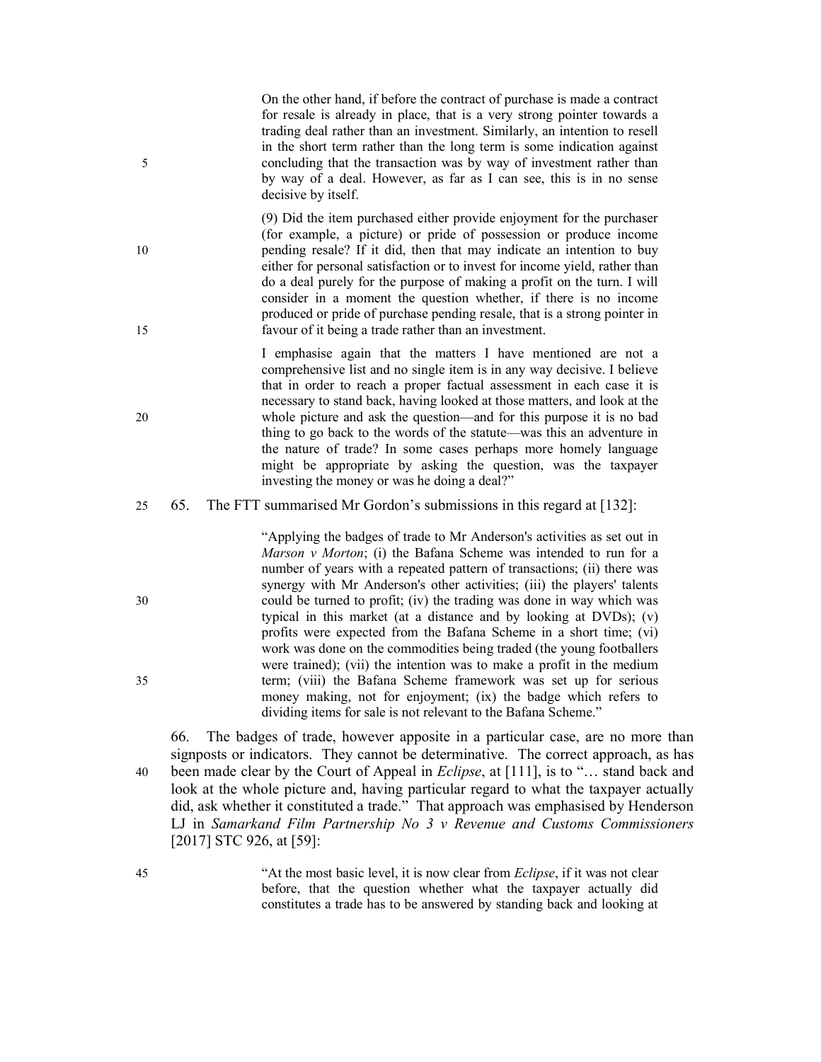> On the other hand, if before the contract of purchase is made a contract for resale is already in place, that is a very strong pointer towards a trading deal rather than an investment. Similarly, an intention to resell in the short term rather than the long term is some indication against concluding that the transaction was by way of investment rather than by way of a deal. However, as far as I can see, this is in no sense decisive by itself.
>
> (9) Did the item purchased either provide enjoyment for the purchaser (for example, a picture) or pride of possession or produce income pending resale? If it did, then that may indicate an intention to buy either for personal satisfaction or to invest for income yield, rather than do a deal purely for the purpose of making a profit on the turn. I will consider in a moment the question whether, if there is no income produced or pride of purchase pending resale, that is a strong pointer in favour of it being a trade rather than an investment.
>
> I emphasise again that the matters I have mentioned are not a comprehensive list and no single item is in any way decisive. I believe that in order to reach a proper factual assessment in each case it is necessary to stand back, having looked at those matters, and look at the whole picture and ask the question—and for this purpose it is no bad thing to go back to the words of the statute—was this an adventure in the nature of trade? In some cases perhaps more homely language might be appropriate by asking the question, was the taxpayer investing the money or was he doing a deal?"

65. The FTT summarised Mr Gordon's submissions in this regard at [132]:

> "Applying the badges of trade to Mr Anderson's activities as set out in *Marson v Morton*; (i) the Bafana Scheme was intended to run for a number of years with a repeated pattern of transactions; (ii) there was synergy with Mr Anderson's other activities; (iii) the players' talents could be turned to profit; (iv) the trading was done in way which was typical in this market (at a distance and by looking at DVDs); (v) profits were expected from the Bafana Scheme in a short time; (vi) work was done on the commodities being traded (the young footballers were trained); (vii) the intention was to make a profit in the medium term; (viii) the Bafana Scheme framework was set up for serious money making, not for enjoyment; (ix) the badge which refers to dividing items for sale is not relevant to the Bafana Scheme."

66. The badges of trade, however apposite in a particular case, are no more than signposts or indicators. They cannot be determinative. The correct approach, as has been made clear by the Court of Appeal in *Eclipse*, at [111], is to "… stand back and look at the whole picture and, having particular regard to what the taxpayer actually did, ask whether it constituted a trade." That approach was emphasised by Henderson LJ in *Samarkand Film Partnership No 3 v Revenue and Customs Commissioners* [2017] STC 926, at [59]:

> "At the most basic level, it is now clear from *Eclipse*, if it was not clear before, that the question whether what the taxpayer actually did constitutes a trade has to be answered by standing back and looking at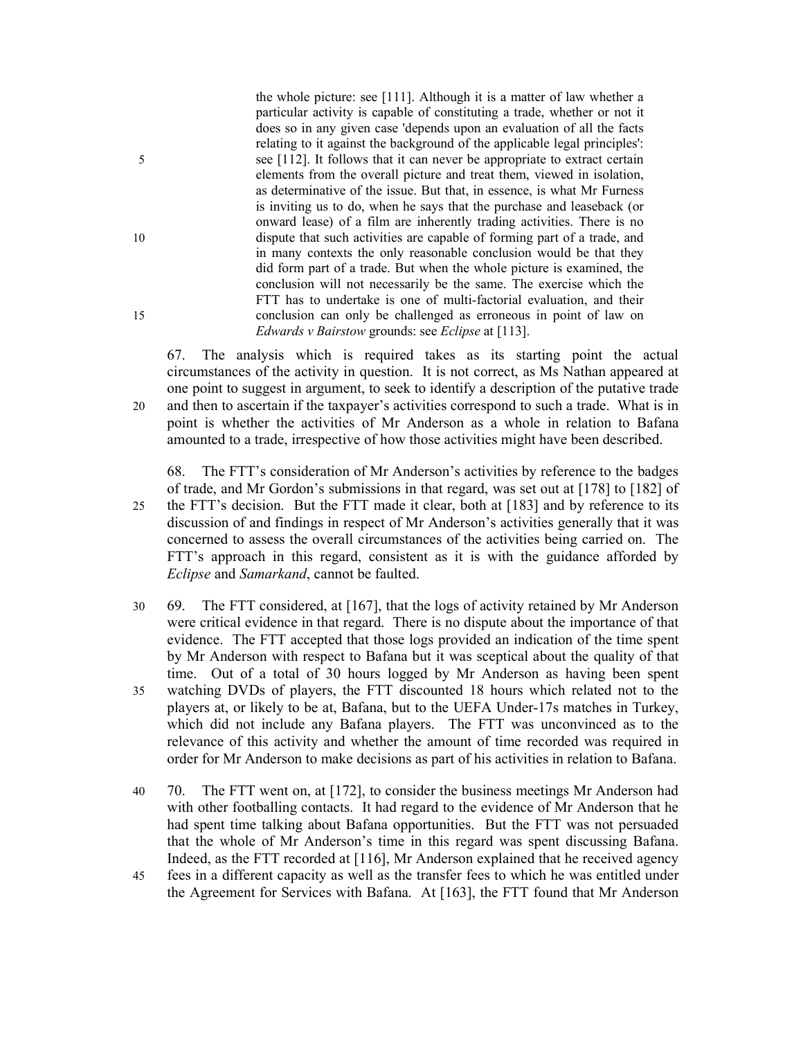> the whole picture: see [111]. Although it is a matter of law whether a particular activity is capable of constituting a trade, whether or not it does so in any given case 'depends upon an evaluation of all the facts relating to it against the background of the applicable legal principles': see [112]. It follows that it can never be appropriate to extract certain elements from the overall picture and treat them, viewed in isolation, as determinative of the issue. But that, in essence, is what Mr Furness is inviting us to do, when he says that the purchase and leaseback (or onward lease) of a film are inherently trading activities. There is no dispute that such activities are capable of forming part of a trade, and in many contexts the only reasonable conclusion would be that they did form part of a trade. But when the whole picture is examined, the conclusion will not necessarily be the same. The exercise which the FTT has to undertake is one of multi-factorial evaluation, and their conclusion can only be challenged as erroneous in point of law on *Edwards v Bairstow* grounds: see *Eclipse* at [113].

67. The analysis which is required takes as its starting point the actual circumstances of the activity in question. It is not correct, as Ms Nathan appeared at one point to suggest in argument, to seek to identify a description of the putative trade and then to ascertain if the taxpayer's activities correspond to such a trade. What is in point is whether the activities of Mr Anderson as a whole in relation to Bafana amounted to a trade, irrespective of how those activities might have been described.

68. The FTT's consideration of Mr Anderson's activities by reference to the badges of trade, and Mr Gordon's submissions in that regard, was set out at [178] to [182] of the FTT's decision. But the FTT made it clear, both at [183] and by reference to its discussion of and findings in respect of Mr Anderson's activities generally that it was concerned to assess the overall circumstances of the activities being carried on. The FTT's approach in this regard, consistent as it is with the guidance afforded by *Eclipse* and *Samarkand*, cannot be faulted.

69. The FTT considered, at [167], that the logs of activity retained by Mr Anderson were critical evidence in that regard. There is no dispute about the importance of that evidence. The FTT accepted that those logs provided an indication of the time spent by Mr Anderson with respect to Bafana but it was sceptical about the quality of that time. Out of a total of 30 hours logged by Mr Anderson as having been spent watching DVDs of players, the FTT discounted 18 hours which related not to the players at, or likely to be at, Bafana, but to the UEFA Under-17s matches in Turkey, which did not include any Bafana players. The FTT was unconvinced as to the relevance of this activity and whether the amount of time recorded was required in order for Mr Anderson to make decisions as part of his activities in relation to Bafana.

70. The FTT went on, at [172], to consider the business meetings Mr Anderson had with other footballing contacts. It had regard to the evidence of Mr Anderson that he had spent time talking about Bafana opportunities. But the FTT was not persuaded that the whole of Mr Anderson's time in this regard was spent discussing Bafana. Indeed, as the FTT recorded at [116], Mr Anderson explained that he received agency fees in a different capacity as well as the transfer fees to which he was entitled under the Agreement for Services with Bafana. At [163], the FTT found that Mr Anderson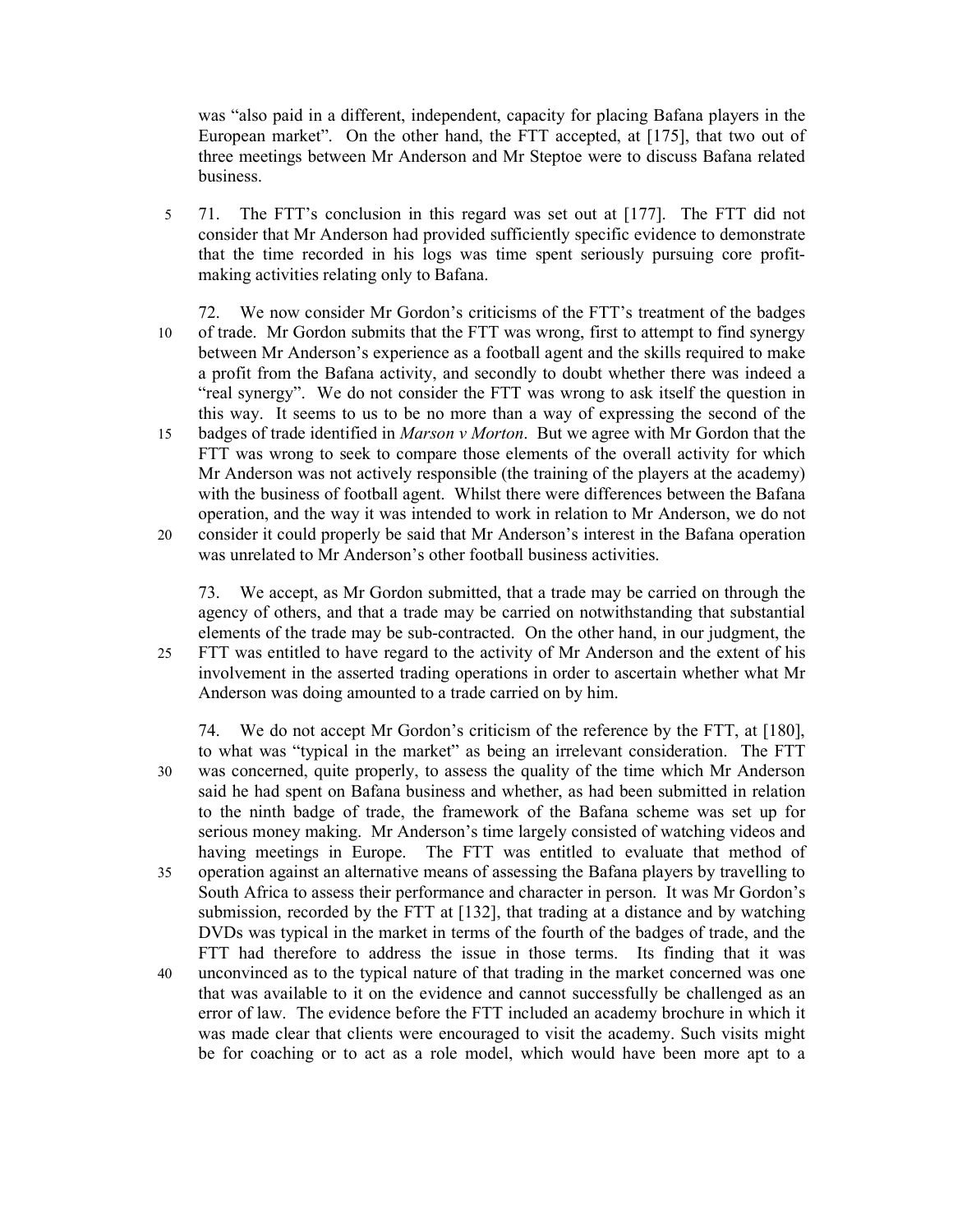was "also paid in a different, independent, capacity for placing Bafana players in the European market". On the other hand, the FTT accepted, at [175], that two out of three meetings between Mr Anderson and Mr Steptoe were to discuss Bafana related business.

71. The FTT's conclusion in this regard was set out at [177]. The FTT did not consider that Mr Anderson had provided sufficiently specific evidence to demonstrate that the time recorded in his logs was time spent seriously pursuing core profit-making activities relating only to Bafana.

72. We now consider Mr Gordon's criticisms of the FTT's treatment of the badges of trade. Mr Gordon submits that the FTT was wrong, first to attempt to find synergy between Mr Anderson's experience as a football agent and the skills required to make a profit from the Bafana activity, and secondly to doubt whether there was indeed a "real synergy". We do not consider the FTT was wrong to ask itself the question in this way. It seems to us to be no more than a way of expressing the second of the badges of trade identified in *Marson v Morton*. But we agree with Mr Gordon that the FTT was wrong to seek to compare those elements of the overall activity for which Mr Anderson was not actively responsible (the training of the players at the academy) with the business of football agent. Whilst there were differences between the Bafana operation, and the way it was intended to work in relation to Mr Anderson, we do not consider it could properly be said that Mr Anderson's interest in the Bafana operation was unrelated to Mr Anderson's other football business activities.

73. We accept, as Mr Gordon submitted, that a trade may be carried on through the agency of others, and that a trade may be carried on notwithstanding that substantial elements of the trade may be sub-contracted. On the other hand, in our judgment, the FTT was entitled to have regard to the activity of Mr Anderson and the extent of his involvement in the asserted trading operations in order to ascertain whether what Mr Anderson was doing amounted to a trade carried on by him.

74. We do not accept Mr Gordon's criticism of the reference by the FTT, at [180], to what was "typical in the market" as being an irrelevant consideration. The FTT was concerned, quite properly, to assess the quality of the time which Mr Anderson said he had spent on Bafana business and whether, as had been submitted in relation to the ninth badge of trade, the framework of the Bafana scheme was set up for serious money making. Mr Anderson's time largely consisted of watching videos and having meetings in Europe. The FTT was entitled to evaluate that method of operation against an alternative means of assessing the Bafana players by travelling to South Africa to assess their performance and character in person. It was Mr Gordon's submission, recorded by the FTT at [132], that trading at a distance and by watching DVDs was typical in the market in terms of the fourth of the badges of trade, and the FTT had therefore to address the issue in those terms. Its finding that it was unconvinced as to the typical nature of that trading in the market concerned was one that was available to it on the evidence and cannot successfully be challenged as an error of law. The evidence before the FTT included an academy brochure in which it was made clear that clients were encouraged to visit the academy. Such visits might be for coaching or to act as a role model, which would have been more apt to a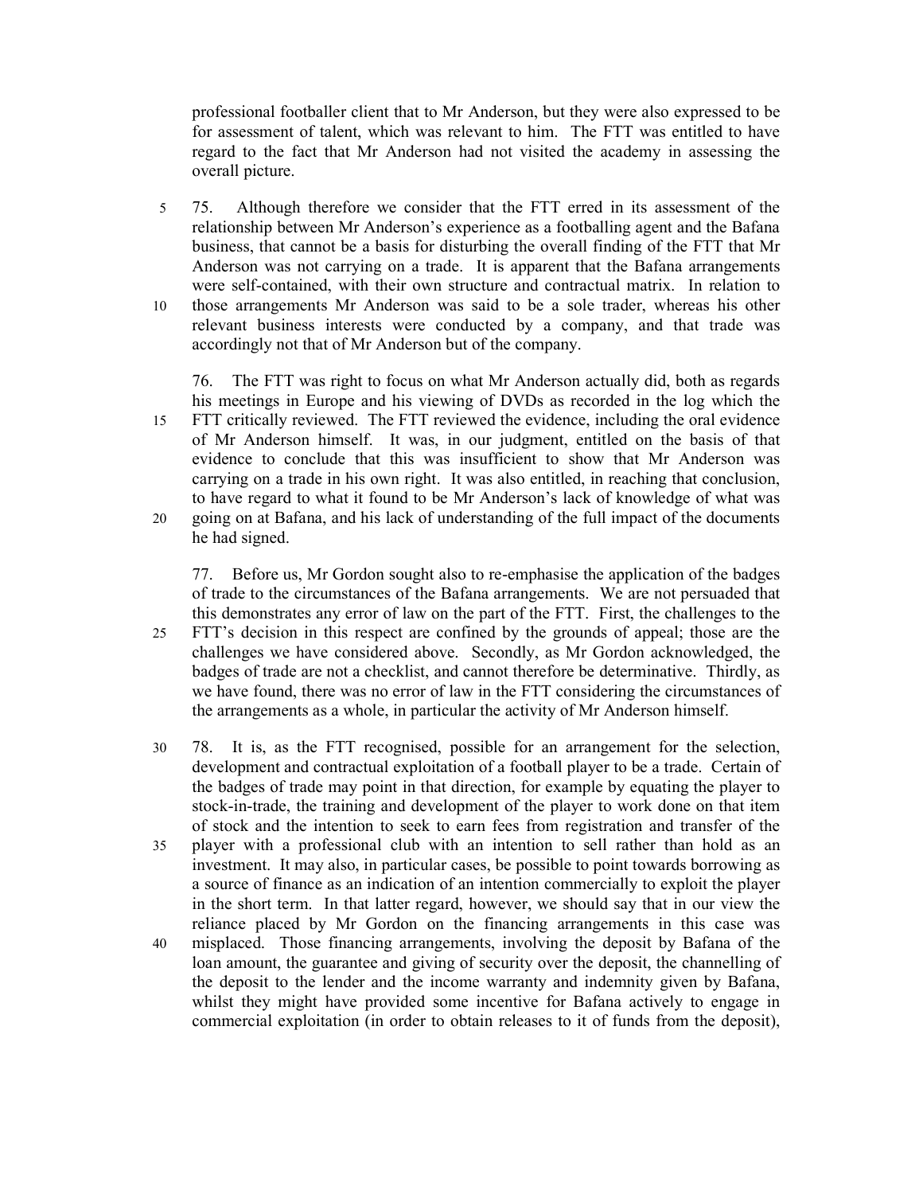professional footballer client that to Mr Anderson, but they were also expressed to be for assessment of talent, which was relevant to him. The FTT was entitled to have regard to the fact that Mr Anderson had not visited the academy in assessing the overall picture.

75. Although therefore we consider that the FTT erred in its assessment of the relationship between Mr Anderson's experience as a footballing agent and the Bafana business, that cannot be a basis for disturbing the overall finding of the FTT that Mr Anderson was not carrying on a trade. It is apparent that the Bafana arrangements were self-contained, with their own structure and contractual matrix. In relation to those arrangements Mr Anderson was said to be a sole trader, whereas his other relevant business interests were conducted by a company, and that trade was accordingly not that of Mr Anderson but of the company.

76. The FTT was right to focus on what Mr Anderson actually did, both as regards his meetings in Europe and his viewing of DVDs as recorded in the log which the FTT critically reviewed. The FTT reviewed the evidence, including the oral evidence of Mr Anderson himself. It was, in our judgment, entitled on the basis of that evidence to conclude that this was insufficient to show that Mr Anderson was carrying on a trade in his own right. It was also entitled, in reaching that conclusion, to have regard to what it found to be Mr Anderson's lack of knowledge of what was going on at Bafana, and his lack of understanding of the full impact of the documents he had signed.

77. Before us, Mr Gordon sought also to re-emphasise the application of the badges of trade to the circumstances of the Bafana arrangements. We are not persuaded that this demonstrates any error of law on the part of the FTT. First, the challenges to the FTT's decision in this respect are confined by the grounds of appeal; those are the challenges we have considered above. Secondly, as Mr Gordon acknowledged, the badges of trade are not a checklist, and cannot therefore be determinative. Thirdly, as we have found, there was no error of law in the FTT considering the circumstances of the arrangements as a whole, in particular the activity of Mr Anderson himself.

78. It is, as the FTT recognised, possible for an arrangement for the selection, development and contractual exploitation of a football player to be a trade. Certain of the badges of trade may point in that direction, for example by equating the player to stock-in-trade, the training and development of the player to work done on that item of stock and the intention to seek to earn fees from registration and transfer of the player with a professional club with an intention to sell rather than hold as an investment. It may also, in particular cases, be possible to point towards borrowing as a source of finance as an indication of an intention commercially to exploit the player in the short term. In that latter regard, however, we should say that in our view the reliance placed by Mr Gordon on the financing arrangements in this case was misplaced. Those financing arrangements, involving the deposit by Bafana of the loan amount, the guarantee and giving of security over the deposit, the channelling of the deposit to the lender and the income warranty and indemnity given by Bafana, whilst they might have provided some incentive for Bafana actively to engage in commercial exploitation (in order to obtain releases to it of funds from the deposit),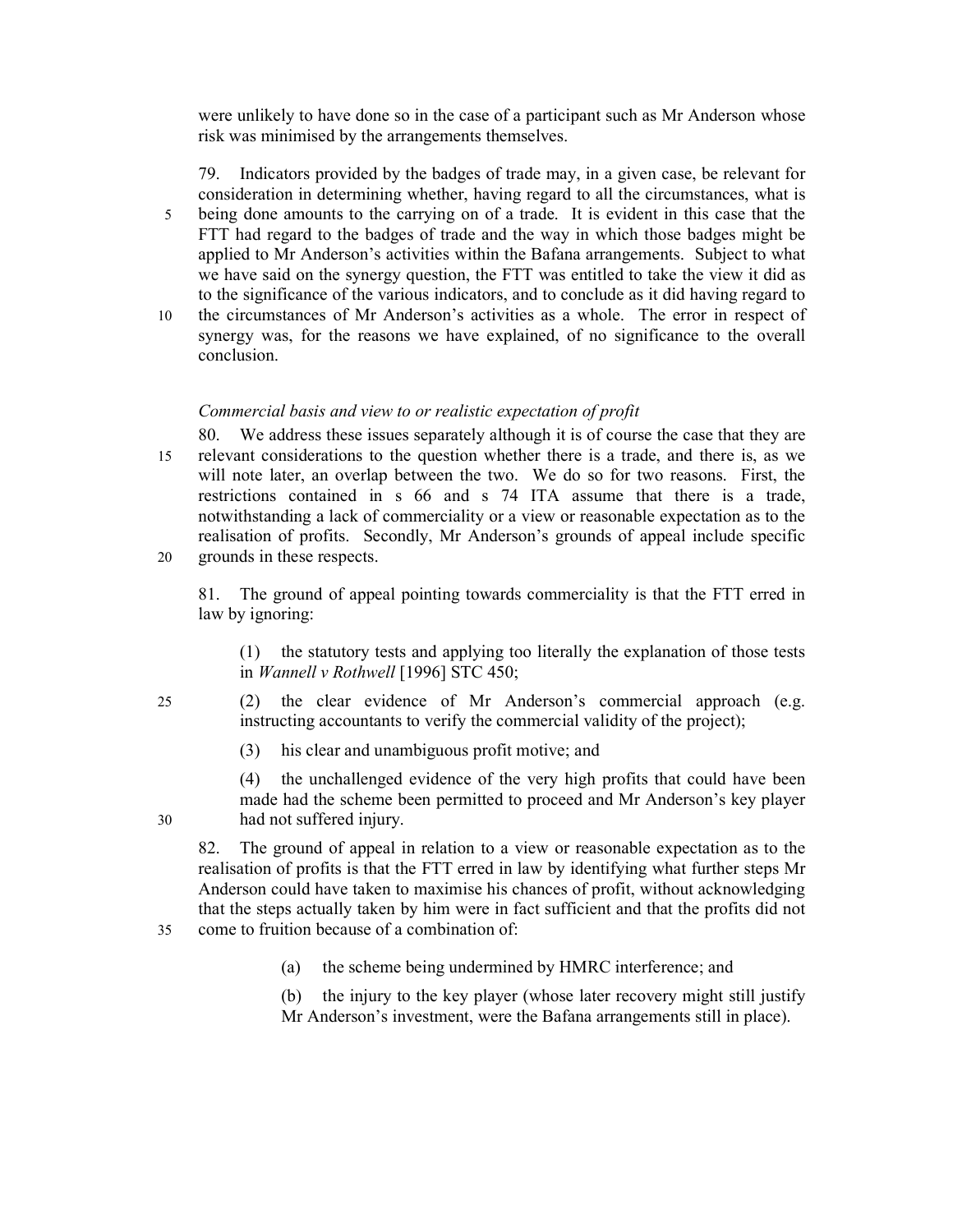were unlikely to have done so in the case of a participant such as Mr Anderson whose risk was minimised by the arrangements themselves.

79. Indicators provided by the badges of trade may, in a given case, be relevant for consideration in determining whether, having regard to all the circumstances, what is being done amounts to the carrying on of a trade. It is evident in this case that the FTT had regard to the badges of trade and the way in which those badges might be applied to Mr Anderson's activities within the Bafana arrangements. Subject to what we have said on the synergy question, the FTT was entitled to take the view it did as to the significance of the various indicators, and to conclude as it did having regard to the circumstances of Mr Anderson's activities as a whole. The error in respect of synergy was, for the reasons we have explained, of no significance to the overall conclusion.

*Commercial basis and view to or realistic expectation of profit*

80. We address these issues separately although it is of course the case that they are relevant considerations to the question whether there is a trade, and there is, as we will note later, an overlap between the two. We do so for two reasons. First, the restrictions contained in s 66 and s 74 ITA assume that there is a trade, notwithstanding a lack of commerciality or a view or reasonable expectation as to the realisation of profits. Secondly, Mr Anderson's grounds of appeal include specific grounds in these respects.

81. The ground of appeal pointing towards commerciality is that the FTT erred in law by ignoring:

(1) the statutory tests and applying too literally the explanation of those tests in *Wannell v Rothwell* [1996] STC 450;

(2) the clear evidence of Mr Anderson's commercial approach (e.g. instructing accountants to verify the commercial validity of the project);

(3) his clear and unambiguous profit motive; and

(4) the unchallenged evidence of the very high profits that could have been made had the scheme been permitted to proceed and Mr Anderson's key player had not suffered injury.

82. The ground of appeal in relation to a view or reasonable expectation as to the realisation of profits is that the FTT erred in law by identifying what further steps Mr Anderson could have taken to maximise his chances of profit, without acknowledging that the steps actually taken by him were in fact sufficient and that the profits did not come to fruition because of a combination of:

(a) the scheme being undermined by HMRC interference; and

(b) the injury to the key player (whose later recovery might still justify Mr Anderson's investment, were the Bafana arrangements still in place).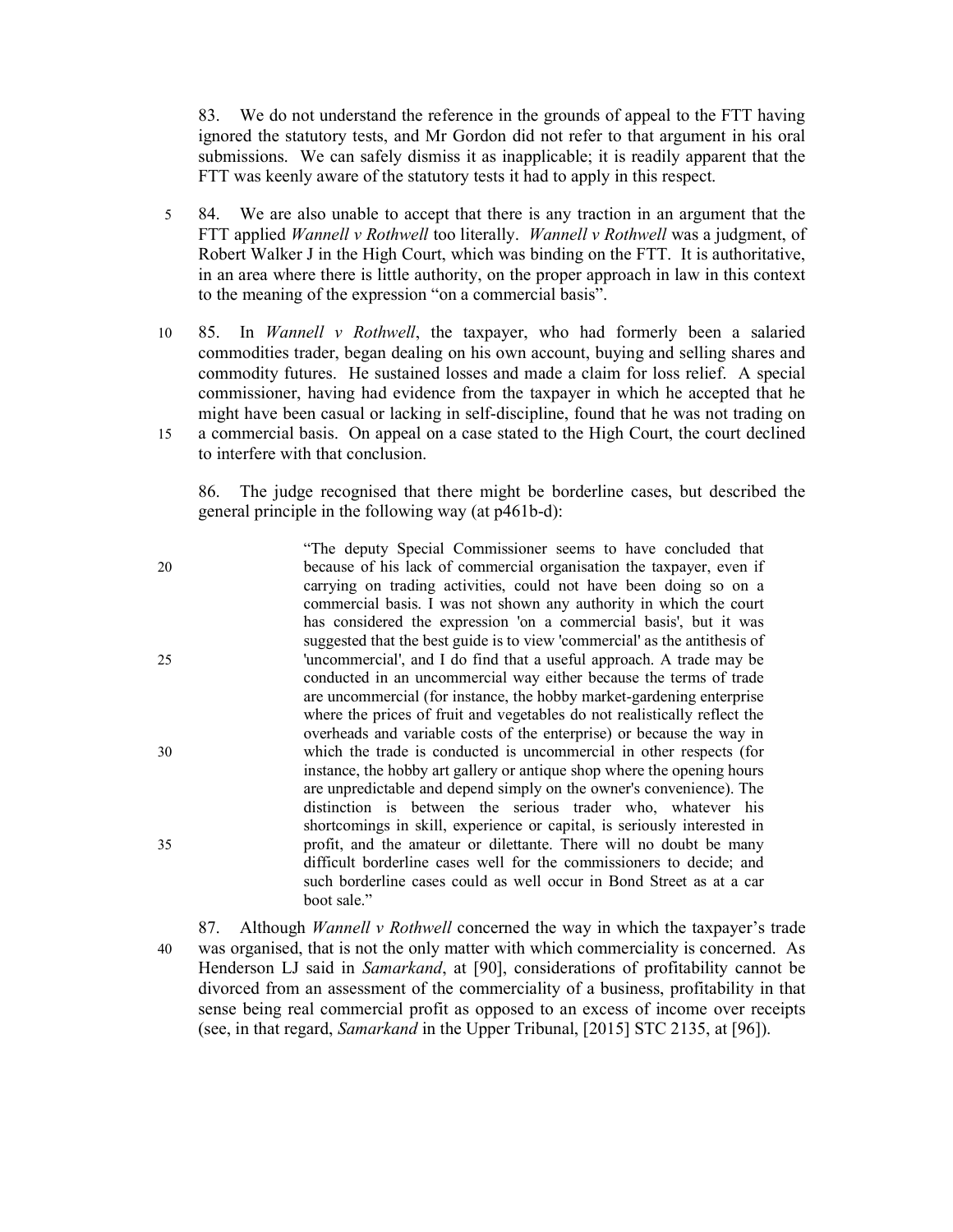83. We do not understand the reference in the grounds of appeal to the FTT having ignored the statutory tests, and Mr Gordon did not refer to that argument in his oral submissions. We can safely dismiss it as inapplicable; it is readily apparent that the FTT was keenly aware of the statutory tests it had to apply in this respect.

84. We are also unable to accept that there is any traction in an argument that the FTT applied *Wannell v Rothwell* too literally. *Wannell v Rothwell* was a judgment, of Robert Walker J in the High Court, which was binding on the FTT. It is authoritative, in an area where there is little authority, on the proper approach in law in this context to the meaning of the expression "on a commercial basis".

85. In *Wannell v Rothwell*, the taxpayer, who had formerly been a salaried commodities trader, began dealing on his own account, buying and selling shares and commodity futures. He sustained losses and made a claim for loss relief. A special commissioner, having had evidence from the taxpayer in which he accepted that he might have been casual or lacking in self-discipline, found that he was not trading on a commercial basis. On appeal on a case stated to the High Court, the court declined to interfere with that conclusion.

86. The judge recognised that there might be borderline cases, but described the general principle in the following way (at p461b-d):

> "The deputy Special Commissioner seems to have concluded that because of his lack of commercial organisation the taxpayer, even if carrying on trading activities, could not have been doing so on a commercial basis. I was not shown any authority in which the court has considered the expression 'on a commercial basis', but it was suggested that the best guide is to view 'commercial' as the antithesis of 'uncommercial', and I do find that a useful approach. A trade may be conducted in an uncommercial way either because the terms of trade are uncommercial (for instance, the hobby market-gardening enterprise where the prices of fruit and vegetables do not realistically reflect the overheads and variable costs of the enterprise) or because the way in which the trade is conducted is uncommercial in other respects (for instance, the hobby art gallery or antique shop where the opening hours are unpredictable and depend simply on the owner's convenience). The distinction is between the serious trader who, whatever his shortcomings in skill, experience or capital, is seriously interested in profit, and the amateur or dilettante. There will no doubt be many difficult borderline cases well for the commissioners to decide; and such borderline cases could as well occur in Bond Street as at a car boot sale."

87. Although *Wannell v Rothwell* concerned the way in which the taxpayer's trade was organised, that is not the only matter with which commerciality is concerned. As Henderson LJ said in *Samarkand*, at [90], considerations of profitability cannot be divorced from an assessment of the commerciality of a business, profitability in that sense being real commercial profit as opposed to an excess of income over receipts (see, in that regard, *Samarkand* in the Upper Tribunal, [2015] STC 2135, at [96]).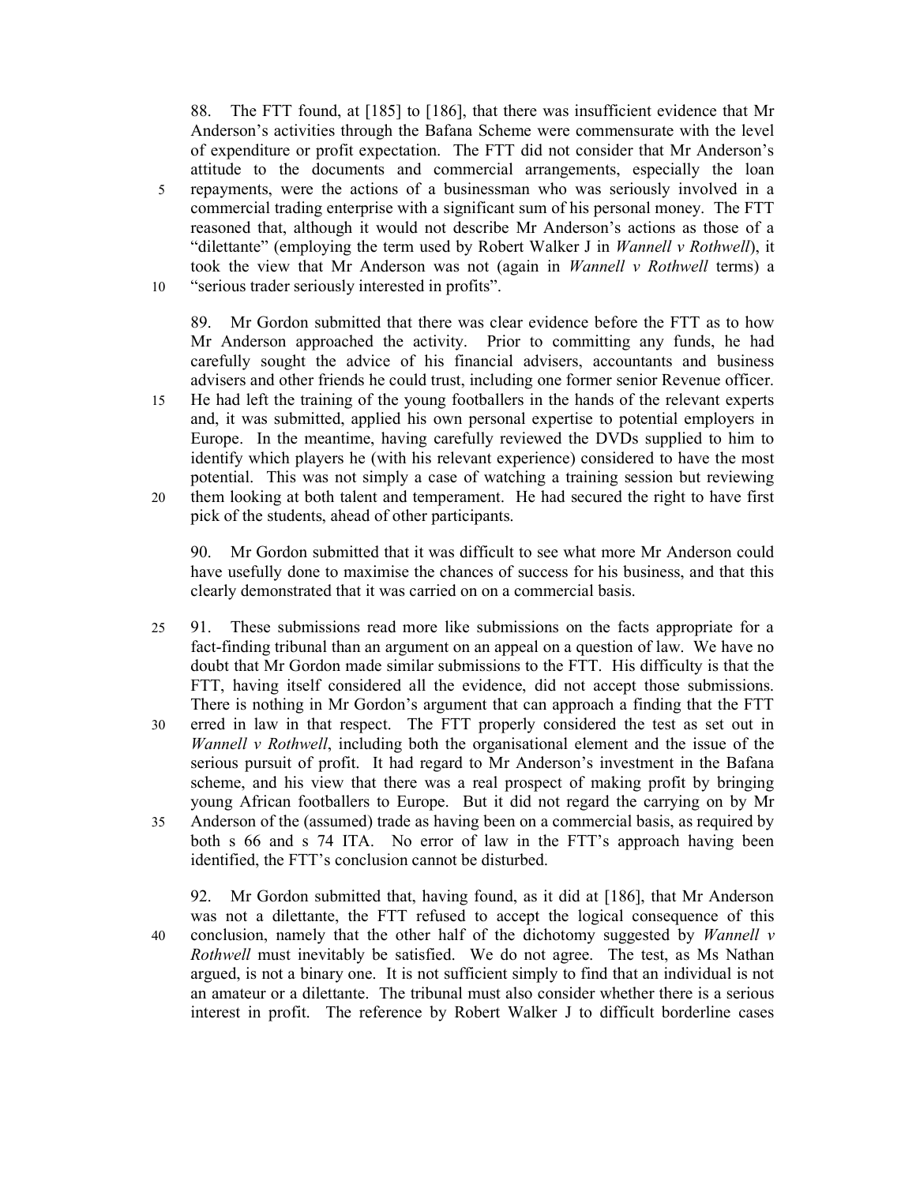88. The FTT found, at [185] to [186], that there was insufficient evidence that Mr Anderson's activities through the Bafana Scheme were commensurate with the level of expenditure or profit expectation. The FTT did not consider that Mr Anderson's attitude to the documents and commercial arrangements, especially the loan repayments, were the actions of a businessman who was seriously involved in a commercial trading enterprise with a significant sum of his personal money. The FTT reasoned that, although it would not describe Mr Anderson's actions as those of a "dilettante" (employing the term used by Robert Walker J in *Wannell v Rothwell*), it took the view that Mr Anderson was not (again in *Wannell v Rothwell* terms) a "serious trader seriously interested in profits".

89. Mr Gordon submitted that there was clear evidence before the FTT as to how Mr Anderson approached the activity. Prior to committing any funds, he had carefully sought the advice of his financial advisers, accountants and business advisers and other friends he could trust, including one former senior Revenue officer. He had left the training of the young footballers in the hands of the relevant experts and, it was submitted, applied his own personal expertise to potential employers in Europe. In the meantime, having carefully reviewed the DVDs supplied to him to identify which players he (with his relevant experience) considered to have the most potential. This was not simply a case of watching a training session but reviewing them looking at both talent and temperament. He had secured the right to have first pick of the students, ahead of other participants.

90. Mr Gordon submitted that it was difficult to see what more Mr Anderson could have usefully done to maximise the chances of success for his business, and that this clearly demonstrated that it was carried on on a commercial basis.

91. These submissions read more like submissions on the facts appropriate for a fact-finding tribunal than an argument on an appeal on a question of law. We have no doubt that Mr Gordon made similar submissions to the FTT. His difficulty is that the FTT, having itself considered all the evidence, did not accept those submissions. There is nothing in Mr Gordon's argument that can approach a finding that the FTT erred in law in that respect. The FTT properly considered the test as set out in *Wannell v Rothwell*, including both the organisational element and the issue of the serious pursuit of profit. It had regard to Mr Anderson's investment in the Bafana scheme, and his view that there was a real prospect of making profit by bringing young African footballers to Europe. But it did not regard the carrying on by Mr Anderson of the (assumed) trade as having been on a commercial basis, as required by both s 66 and s 74 ITA. No error of law in the FTT's approach having been identified, the FTT's conclusion cannot be disturbed.

92. Mr Gordon submitted that, having found, as it did at [186], that Mr Anderson was not a dilettante, the FTT refused to accept the logical consequence of this conclusion, namely that the other half of the dichotomy suggested by *Wannell v Rothwell* must inevitably be satisfied. We do not agree. The test, as Ms Nathan argued, is not a binary one. It is not sufficient simply to find that an individual is not an amateur or a dilettante. The tribunal must also consider whether there is a serious interest in profit. The reference by Robert Walker J to difficult borderline cases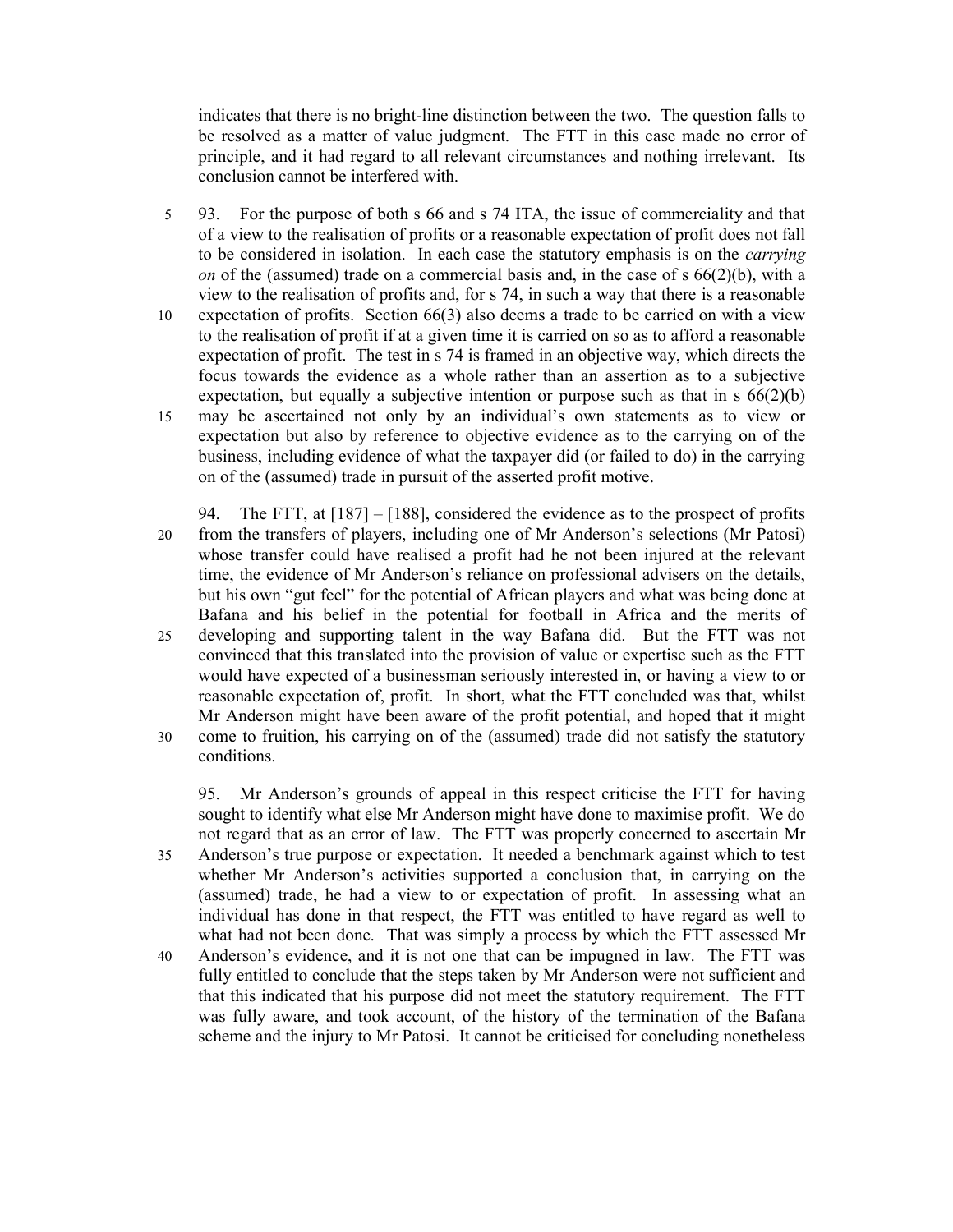indicates that there is no bright-line distinction between the two. The question falls to be resolved as a matter of value judgment. The FTT in this case made no error of principle, and it had regard to all relevant circumstances and nothing irrelevant. Its conclusion cannot be interfered with.

93. For the purpose of both s 66 and s 74 ITA, the issue of commerciality and that of a view to the realisation of profits or a reasonable expectation of profit does not fall to be considered in isolation. In each case the statutory emphasis is on the *carrying on* of the (assumed) trade on a commercial basis and, in the case of s 66(2)(b), with a view to the realisation of profits and, for s 74, in such a way that there is a reasonable expectation of profits. Section 66(3) also deems a trade to be carried on with a view to the realisation of profit if at a given time it is carried on so as to afford a reasonable expectation of profit. The test in s 74 is framed in an objective way, which directs the focus towards the evidence as a whole rather than an assertion as to a subjective expectation, but equally a subjective intention or purpose such as that in s 66(2)(b) may be ascertained not only by an individual's own statements as to view or expectation but also by reference to objective evidence as to the carrying on of the business, including evidence of what the taxpayer did (or failed to do) in the carrying on of the (assumed) trade in pursuit of the asserted profit motive.

94. The FTT, at [187] – [188], considered the evidence as to the prospect of profits from the transfers of players, including one of Mr Anderson's selections (Mr Patosi) whose transfer could have realised a profit had he not been injured at the relevant time, the evidence of Mr Anderson's reliance on professional advisers on the details, but his own "gut feel" for the potential of African players and what was being done at Bafana and his belief in the potential for football in Africa and the merits of developing and supporting talent in the way Bafana did. But the FTT was not convinced that this translated into the provision of value or expertise such as the FTT would have expected of a businessman seriously interested in, or having a view to or reasonable expectation of, profit. In short, what the FTT concluded was that, whilst Mr Anderson might have been aware of the profit potential, and hoped that it might come to fruition, his carrying on of the (assumed) trade did not satisfy the statutory conditions.

95. Mr Anderson's grounds of appeal in this respect criticise the FTT for having sought to identify what else Mr Anderson might have done to maximise profit. We do not regard that as an error of law. The FTT was properly concerned to ascertain Mr Anderson's true purpose or expectation. It needed a benchmark against which to test whether Mr Anderson's activities supported a conclusion that, in carrying on the (assumed) trade, he had a view to or expectation of profit. In assessing what an individual has done in that respect, the FTT was entitled to have regard as well to what had not been done. That was simply a process by which the FTT assessed Mr Anderson's evidence, and it is not one that can be impugned in law. The FTT was fully entitled to conclude that the steps taken by Mr Anderson were not sufficient and that this indicated that his purpose did not meet the statutory requirement. The FTT was fully aware, and took account, of the history of the termination of the Bafana scheme and the injury to Mr Patosi. It cannot be criticised for concluding nonetheless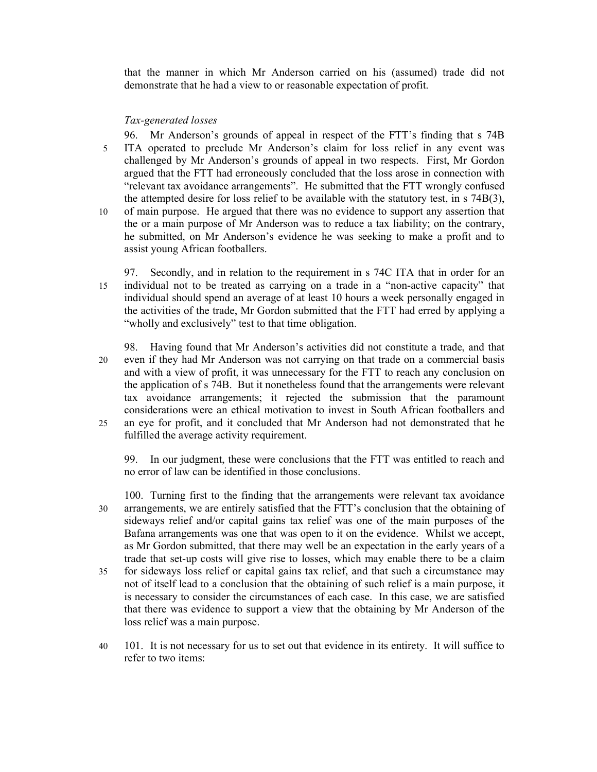that the manner in which Mr Anderson carried on his (assumed) trade did not demonstrate that he had a view to or reasonable expectation of profit.

### *Tax-generated losses*

96. Mr Anderson's grounds of appeal in respect of the FTT's finding that s 74B ITA operated to preclude Mr Anderson's claim for loss relief in any event was challenged by Mr Anderson's grounds of appeal in two respects. First, Mr Gordon argued that the FTT had erroneously concluded that the loss arose in connection with "relevant tax avoidance arrangements". He submitted that the FTT wrongly confused the attempted desire for loss relief to be available with the statutory test, in s 74B(3), of main purpose. He argued that there was no evidence to support any assertion that the or a main purpose of Mr Anderson was to reduce a tax liability; on the contrary, he submitted, on Mr Anderson's evidence he was seeking to make a profit and to assist young African footballers.

97. Secondly, and in relation to the requirement in s 74C ITA that in order for an individual not to be treated as carrying on a trade in a "non-active capacity" that individual should spend an average of at least 10 hours a week personally engaged in the activities of the trade, Mr Gordon submitted that the FTT had erred by applying a "wholly and exclusively" test to that time obligation.

98. Having found that Mr Anderson's activities did not constitute a trade, and that even if they had Mr Anderson was not carrying on that trade on a commercial basis and with a view of profit, it was unnecessary for the FTT to reach any conclusion on the application of s 74B. But it nonetheless found that the arrangements were relevant tax avoidance arrangements; it rejected the submission that the paramount considerations were an ethical motivation to invest in South African footballers and an eye for profit, and it concluded that Mr Anderson had not demonstrated that he fulfilled the average activity requirement.

99. In our judgment, these were conclusions that the FTT was entitled to reach and no error of law can be identified in those conclusions.

100. Turning first to the finding that the arrangements were relevant tax avoidance arrangements, we are entirely satisfied that the FTT's conclusion that the obtaining of sideways relief and/or capital gains tax relief was one of the main purposes of the Bafana arrangements was one that was open to it on the evidence. Whilst we accept, as Mr Gordon submitted, that there may well be an expectation in the early years of a trade that set-up costs will give rise to losses, which may enable there to be a claim for sideways loss relief or capital gains tax relief, and that such a circumstance may not of itself lead to a conclusion that the obtaining of such relief is a main purpose, it is necessary to consider the circumstances of each case. In this case, we are satisfied that there was evidence to support a view that the obtaining by Mr Anderson of the loss relief was a main purpose.

101. It is not necessary for us to set out that evidence in its entirety. It will suffice to refer to two items: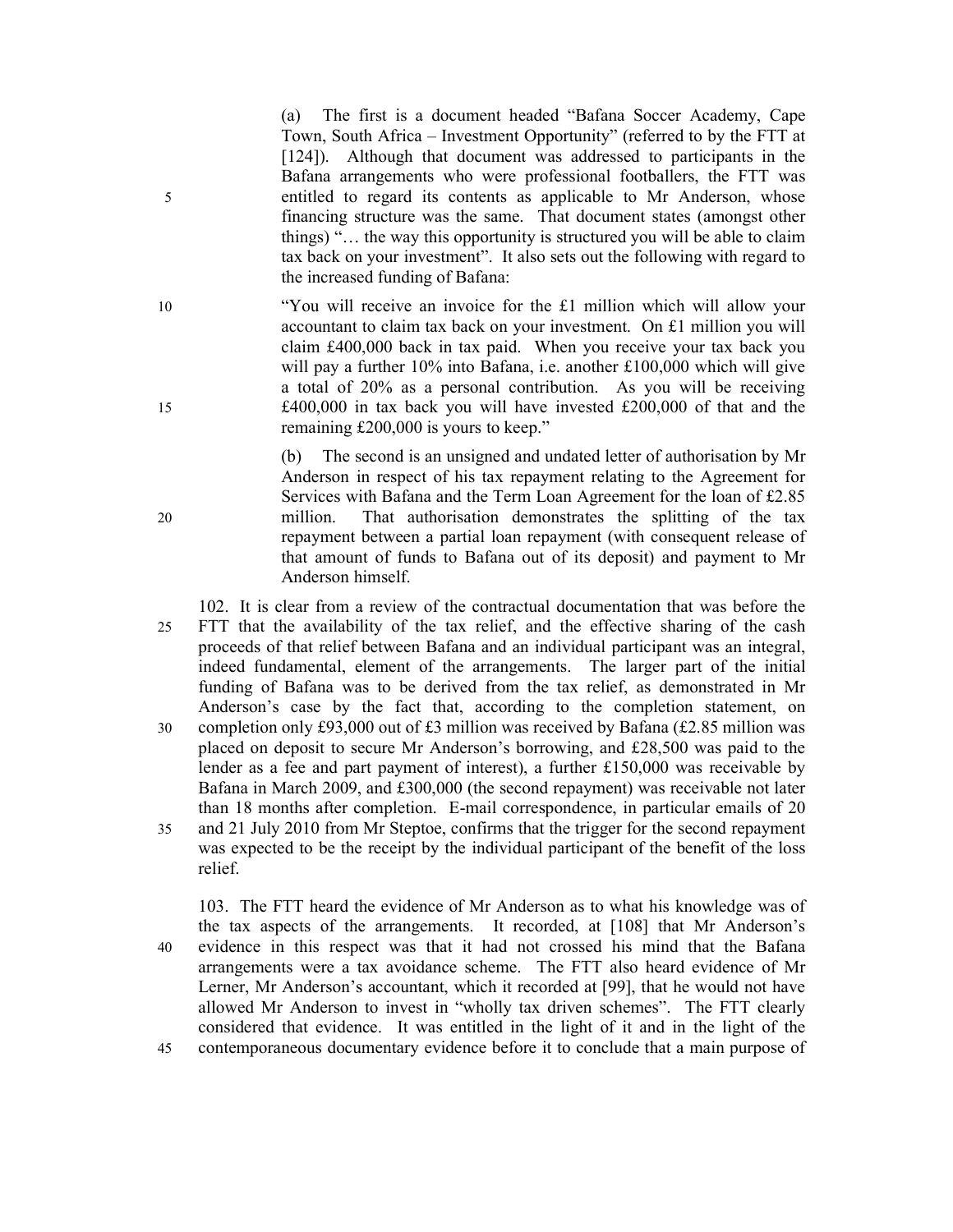(a) The first is a document headed "Bafana Soccer Academy, Cape Town, South Africa – Investment Opportunity" (referred to by the FTT at [124]). Although that document was addressed to participants in the Bafana arrangements who were professional footballers, the FTT was entitled to regard its contents as applicable to Mr Anderson, whose financing structure was the same. That document states (amongst other things) "… the way this opportunity is structured you will be able to claim tax back on your investment". It also sets out the following with regard to the increased funding of Bafana:

> "You will receive an invoice for the £1 million which will allow your accountant to claim tax back on your investment. On £1 million you will claim £400,000 back in tax paid. When you receive your tax back you will pay a further 10% into Bafana, i.e. another £100,000 which will give a total of 20% as a personal contribution. As you will be receiving £400,000 in tax back you will have invested £200,000 of that and the remaining £200,000 is yours to keep."

(b) The second is an unsigned and undated letter of authorisation by Mr Anderson in respect of his tax repayment relating to the Agreement for Services with Bafana and the Term Loan Agreement for the loan of £2.85 million. That authorisation demonstrates the splitting of the tax repayment between a partial loan repayment (with consequent release of that amount of funds to Bafana out of its deposit) and payment to Mr Anderson himself.

102. It is clear from a review of the contractual documentation that was before the FTT that the availability of the tax relief, and the effective sharing of the cash proceeds of that relief between Bafana and an individual participant was an integral, indeed fundamental, element of the arrangements. The larger part of the initial funding of Bafana was to be derived from the tax relief, as demonstrated in Mr Anderson's case by the fact that, according to the completion statement, on completion only £93,000 out of £3 million was received by Bafana (£2.85 million was placed on deposit to secure Mr Anderson's borrowing, and £28,500 was paid to the lender as a fee and part payment of interest), a further £150,000 was receivable by Bafana in March 2009, and £300,000 (the second repayment) was receivable not later than 18 months after completion. E-mail correspondence, in particular emails of 20 and 21 July 2010 from Mr Steptoe, confirms that the trigger for the second repayment was expected to be the receipt by the individual participant of the benefit of the loss relief.

103. The FTT heard the evidence of Mr Anderson as to what his knowledge was of the tax aspects of the arrangements. It recorded, at [108] that Mr Anderson's evidence in this respect was that it had not crossed his mind that the Bafana arrangements were a tax avoidance scheme. The FTT also heard evidence of Mr Lerner, Mr Anderson's accountant, which it recorded at [99], that he would not have allowed Mr Anderson to invest in "wholly tax driven schemes". The FTT clearly considered that evidence. It was entitled in the light of it and in the light of the contemporaneous documentary evidence before it to conclude that a main purpose of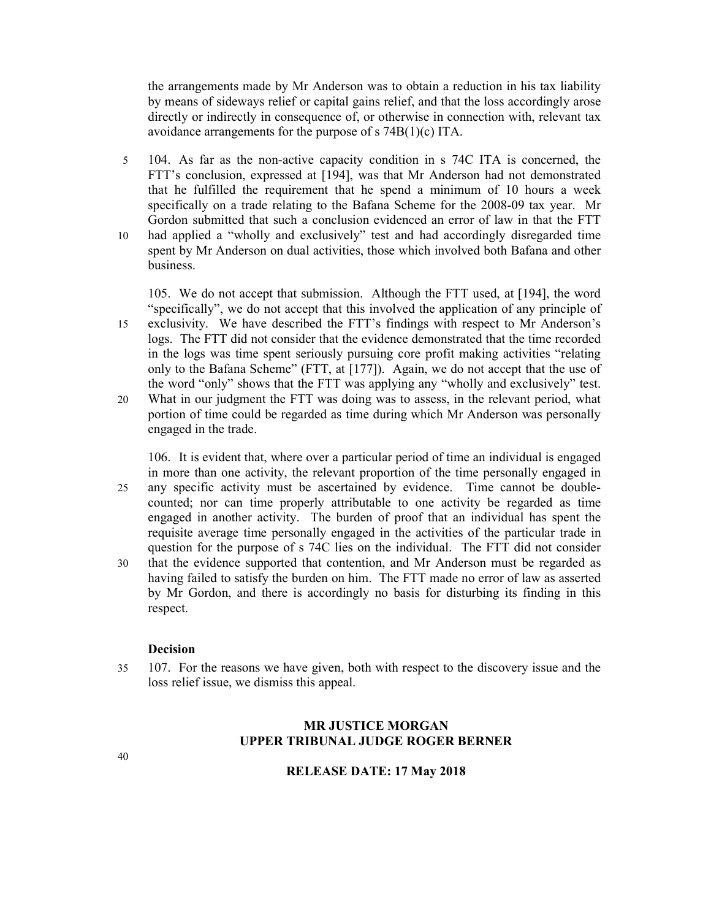the arrangements made by Mr Anderson was to obtain a reduction in his tax liability by means of sideways relief or capital gains relief, and that the loss accordingly arose directly or indirectly in consequence of, or otherwise in connection with, relevant tax avoidance arrangements for the purpose of s 74B(1)(c) ITA.

104. As far as the non-active capacity condition in s 74C ITA is concerned, the FTT's conclusion, expressed at [194], was that Mr Anderson had not demonstrated that he fulfilled the requirement that he spend a minimum of 10 hours a week specifically on a trade relating to the Bafana Scheme for the 2008-09 tax year. Mr Gordon submitted that such a conclusion evidenced an error of law in that the FTT had applied a "wholly and exclusively" test and had accordingly disregarded time spent by Mr Anderson on dual activities, those which involved both Bafana and other business.

105. We do not accept that submission. Although the FTT used, at [194], the word "specifically", we do not accept that this involved the application of any principle of exclusivity. We have described the FTT's findings with respect to Mr Anderson's logs. The FTT did not consider that the evidence demonstrated that the time recorded in the logs was time spent seriously pursuing core profit making activities "relating only to the Bafana Scheme" (FTT, at [177]). Again, we do not accept that the use of the word "only" shows that the FTT was applying any "wholly and exclusively" test. What in our judgment the FTT was doing was to assess, in the relevant period, what portion of time could be regarded as time during which Mr Anderson was personally engaged in the trade.

106. It is evident that, where over a particular period of time an individual is engaged in more than one activity, the relevant proportion of the time personally engaged in any specific activity must be ascertained by evidence. Time cannot be double-counted; nor can time properly attributable to one activity be regarded as time engaged in another activity. The burden of proof that an individual has spent the requisite average time personally engaged in the activities of the particular trade in question for the purpose of s 74C lies on the individual. The FTT did not consider that the evidence supported that contention, and Mr Anderson must be regarded as having failed to satisfy the burden on him. The FTT made no error of law as asserted by Mr Gordon, and there is accordingly no basis for disturbing its finding in this respect.

## Decision

107. For the reasons we have given, both with respect to the discovery issue and the loss relief issue, we dismiss this appeal.

**MR JUSTICE MORGAN**
**UPPER TRIBUNAL JUDGE ROGER BERNER**

**RELEASE DATE: 17 May 2018**